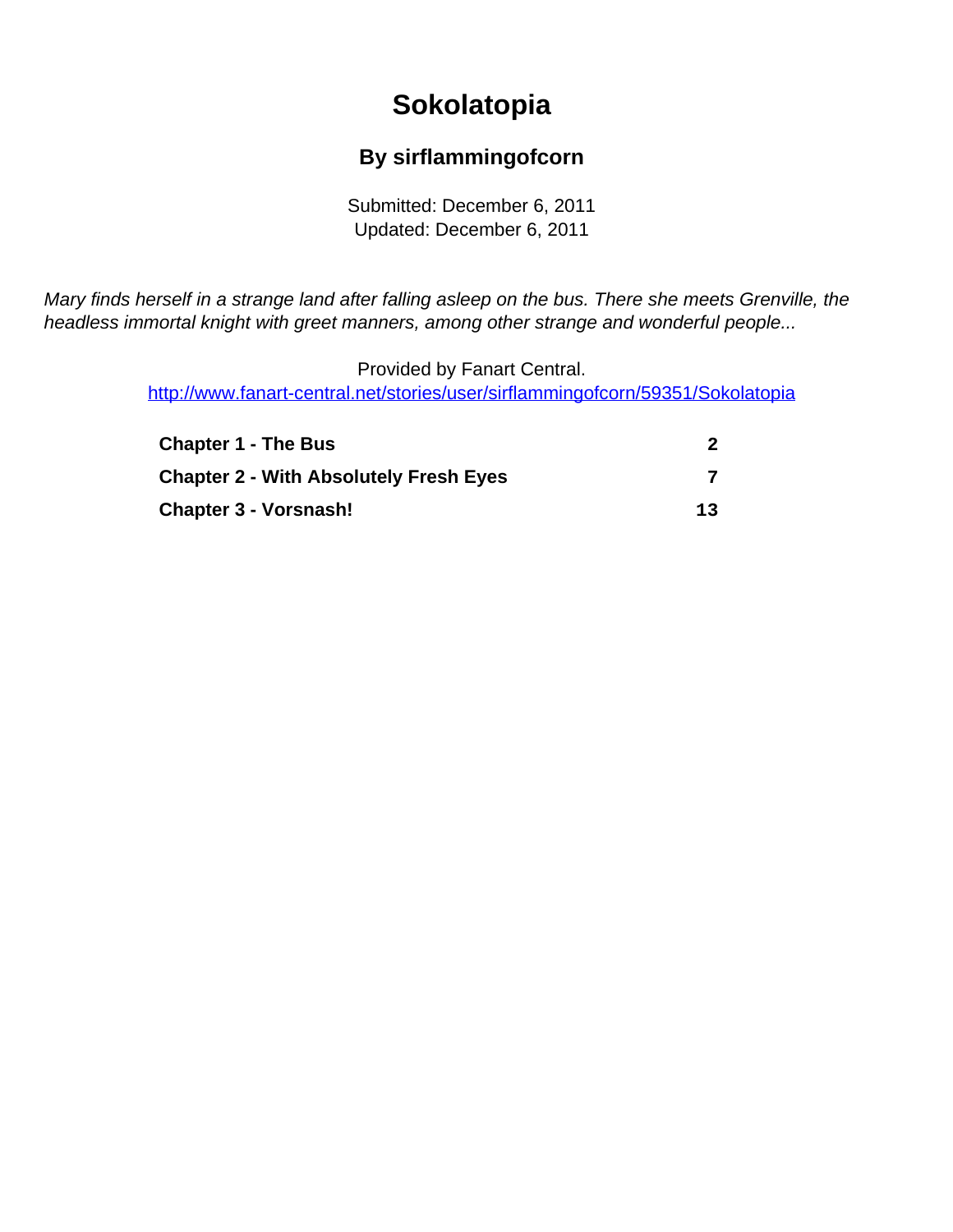# Sokolatopia

## By sirflammingofcorn

Submitted: December 6, 2011
Updated: December 6, 2011

*Mary finds herself in a strange land after falling asleep on the bus. There she meets Grenville, the headless immortal knight with greet manners, among other strange and wonderful people...*

Provided by Fanart Central.
http://www.fanart-central.net/stories/user/sirflammingofcorn/59351/Sokolatopia

| | |
|---|---|
| **Chapter 1 - The Bus** | **2** |
| **Chapter 2 - With Absolutely Fresh Eyes** | **7** |
| **Chapter 3 - Vorsnash!** | **13** |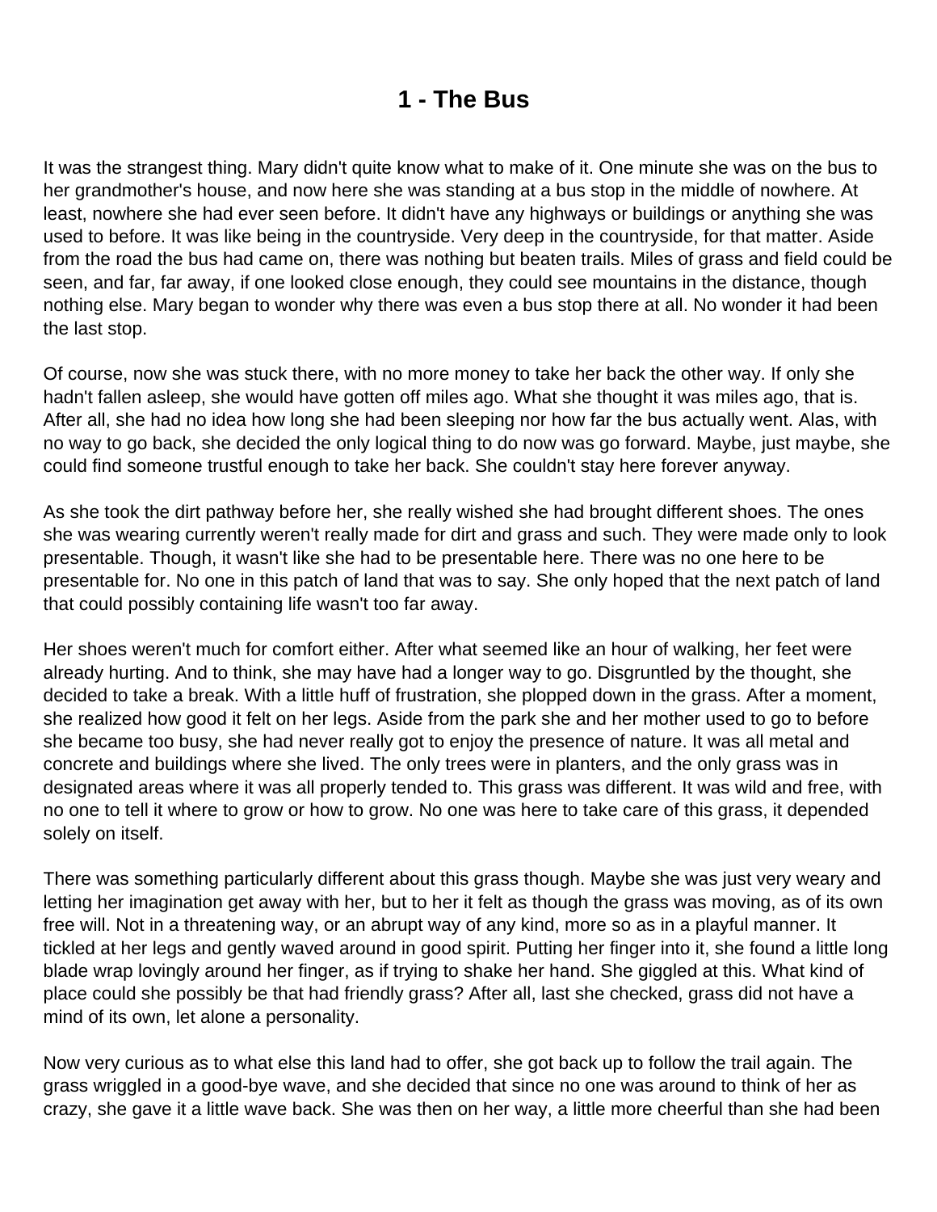# 1 - The Bus

It was the strangest thing. Mary didn't quite know what to make of it. One minute she was on the bus to her grandmother's house, and now here she was standing at a bus stop in the middle of nowhere. At least, nowhere she had ever seen before. It didn't have any highways or buildings or anything she was used to before. It was like being in the countryside. Very deep in the countryside, for that matter. Aside from the road the bus had came on, there was nothing but beaten trails. Miles of grass and field could be seen, and far, far away, if one looked close enough, they could see mountains in the distance, though nothing else. Mary began to wonder why there was even a bus stop there at all. No wonder it had been the last stop.

Of course, now she was stuck there, with no more money to take her back the other way. If only she hadn't fallen asleep, she would have gotten off miles ago. What she thought it was miles ago, that is. After all, she had no idea how long she had been sleeping nor how far the bus actually went. Alas, with no way to go back, she decided the only logical thing to do now was go forward. Maybe, just maybe, she could find someone trustful enough to take her back. She couldn't stay here forever anyway.

As she took the dirt pathway before her, she really wished she had brought different shoes. The ones she was wearing currently weren't really made for dirt and grass and such. They were made only to look presentable. Though, it wasn't like she had to be presentable here. There was no one here to be presentable for. No one in this patch of land that was to say. She only hoped that the next patch of land that could possibly containing life wasn't too far away.

Her shoes weren't much for comfort either. After what seemed like an hour of walking, her feet were already hurting. And to think, she may have had a longer way to go. Disgruntled by the thought, she decided to take a break. With a little huff of frustration, she plopped down in the grass. After a moment, she realized how good it felt on her legs. Aside from the park she and her mother used to go to before she became too busy, she had never really got to enjoy the presence of nature. It was all metal and concrete and buildings where she lived. The only trees were in planters, and the only grass was in designated areas where it was all properly tended to. This grass was different. It was wild and free, with no one to tell it where to grow or how to grow. No one was here to take care of this grass, it depended solely on itself.

There was something particularly different about this grass though. Maybe she was just very weary and letting her imagination get away with her, but to her it felt as though the grass was moving, as of its own free will. Not in a threatening way, or an abrupt way of any kind, more so as in a playful manner. It tickled at her legs and gently waved around in good spirit. Putting her finger into it, she found a little long blade wrap lovingly around her finger, as if trying to shake her hand. She giggled at this. What kind of place could she possibly be that had friendly grass? After all, last she checked, grass did not have a mind of its own, let alone a personality.

Now very curious as to what else this land had to offer, she got back up to follow the trail again. The grass wriggled in a good-bye wave, and she decided that since no one was around to think of her as crazy, she gave it a little wave back. She was then on her way, a little more cheerful than she had been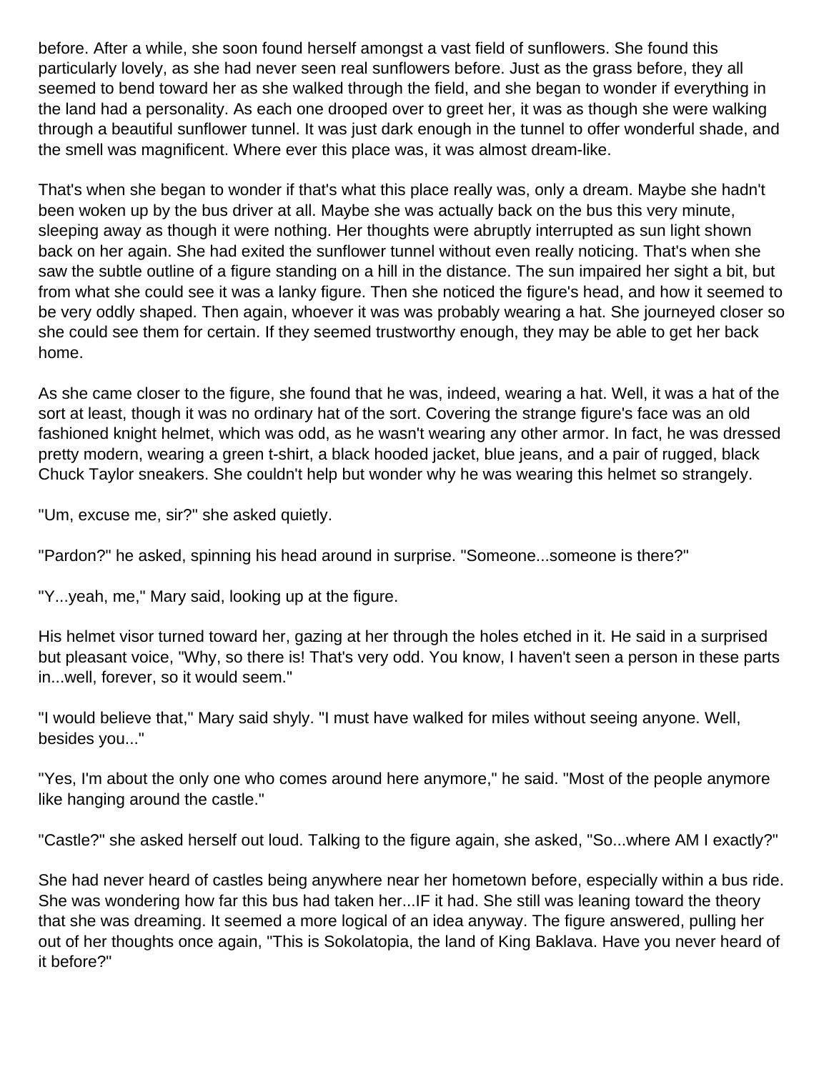before. After a while, she soon found herself amongst a vast field of sunflowers. She found this particularly lovely, as she had never seen real sunflowers before. Just as the grass before, they all seemed to bend toward her as she walked through the field, and she began to wonder if everything in the land had a personality. As each one drooped over to greet her, it was as though she were walking through a beautiful sunflower tunnel. It was just dark enough in the tunnel to offer wonderful shade, and the smell was magnificent. Where ever this place was, it was almost dream-like.

That's when she began to wonder if that's what this place really was, only a dream. Maybe she hadn't been woken up by the bus driver at all. Maybe she was actually back on the bus this very minute, sleeping away as though it were nothing. Her thoughts were abruptly interrupted as sun light shown back on her again. She had exited the sunflower tunnel without even really noticing. That's when she saw the subtle outline of a figure standing on a hill in the distance. The sun impaired her sight a bit, but from what she could see it was a lanky figure. Then she noticed the figure's head, and how it seemed to be very oddly shaped. Then again, whoever it was was probably wearing a hat. She journeyed closer so she could see them for certain. If they seemed trustworthy enough, they may be able to get her back home.

As she came closer to the figure, she found that he was, indeed, wearing a hat. Well, it was a hat of the sort at least, though it was no ordinary hat of the sort. Covering the strange figure's face was an old fashioned knight helmet, which was odd, as he wasn't wearing any other armor. In fact, he was dressed pretty modern, wearing a green t-shirt, a black hooded jacket, blue jeans, and a pair of rugged, black Chuck Taylor sneakers. She couldn't help but wonder why he was wearing this helmet so strangely.

"Um, excuse me, sir?" she asked quietly.

"Pardon?" he asked, spinning his head around in surprise. "Someone...someone is there?"

"Y...yeah, me," Mary said, looking up at the figure.

His helmet visor turned toward her, gazing at her through the holes etched in it. He said in a surprised but pleasant voice, "Why, so there is! That's very odd. You know, I haven't seen a person in these parts in...well, forever, so it would seem."

"I would believe that," Mary said shyly. "I must have walked for miles without seeing anyone. Well, besides you..."

"Yes, I'm about the only one who comes around here anymore," he said. "Most of the people anymore like hanging around the castle."

"Castle?" she asked herself out loud. Talking to the figure again, she asked, "So...where AM I exactly?"

She had never heard of castles being anywhere near her hometown before, especially within a bus ride. She was wondering how far this bus had taken her...IF it had. She still was leaning toward the theory that she was dreaming. It seemed a more logical of an idea anyway. The figure answered, pulling her out of her thoughts once again, "This is Sokolatopia, the land of King Baklava. Have you never heard of it before?"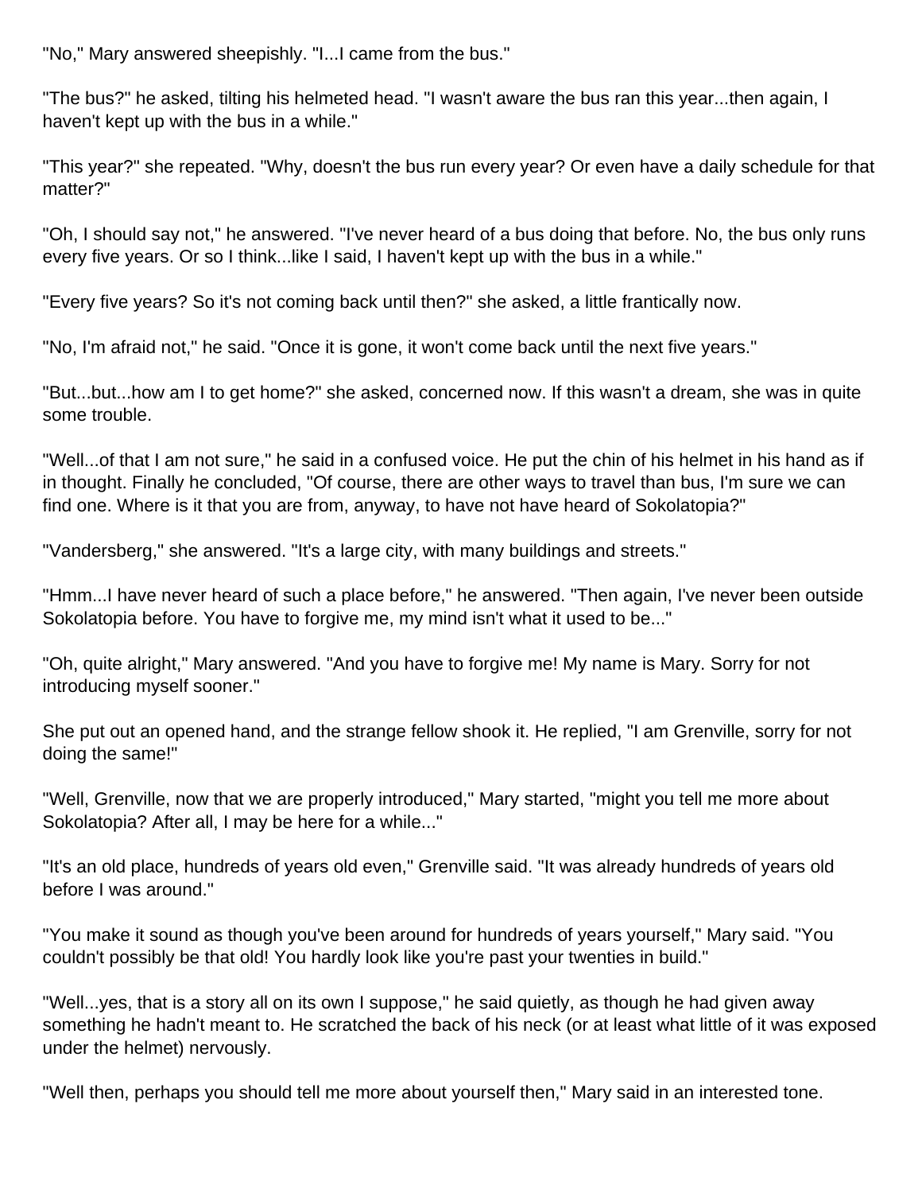"No," Mary answered sheepishly. "I...I came from the bus."

"The bus?" he asked, tilting his helmeted head. "I wasn't aware the bus ran this year...then again, I haven't kept up with the bus in a while."

"This year?" she repeated. "Why, doesn't the bus run every year? Or even have a daily schedule for that matter?"

"Oh, I should say not," he answered. "I've never heard of a bus doing that before. No, the bus only runs every five years. Or so I think...like I said, I haven't kept up with the bus in a while."

"Every five years? So it's not coming back until then?" she asked, a little frantically now.

"No, I'm afraid not," he said. "Once it is gone, it won't come back until the next five years."

"But...but...how am I to get home?" she asked, concerned now. If this wasn't a dream, she was in quite some trouble.

"Well...of that I am not sure," he said in a confused voice. He put the chin of his helmet in his hand as if in thought. Finally he concluded, "Of course, there are other ways to travel than bus, I'm sure we can find one. Where is it that you are from, anyway, to have not have heard of Sokolatopia?"

"Vandersberg," she answered. "It's a large city, with many buildings and streets."

"Hmm...I have never heard of such a place before," he answered. "Then again, I've never been outside Sokolatopia before. You have to forgive me, my mind isn't what it used to be..."

"Oh, quite alright," Mary answered. "And you have to forgive me! My name is Mary. Sorry for not introducing myself sooner."

She put out an opened hand, and the strange fellow shook it. He replied, "I am Grenville, sorry for not doing the same!"

"Well, Grenville, now that we are properly introduced," Mary started, "might you tell me more about Sokolatopia? After all, I may be here for a while..."

"It's an old place, hundreds of years old even," Grenville said. "It was already hundreds of years old before I was around."

"You make it sound as though you've been around for hundreds of years yourself," Mary said. "You couldn't possibly be that old! You hardly look like you're past your twenties in build."

"Well...yes, that is a story all on its own I suppose," he said quietly, as though he had given away something he hadn't meant to. He scratched the back of his neck (or at least what little of it was exposed under the helmet) nervously.

"Well then, perhaps you should tell me more about yourself then," Mary said in an interested tone.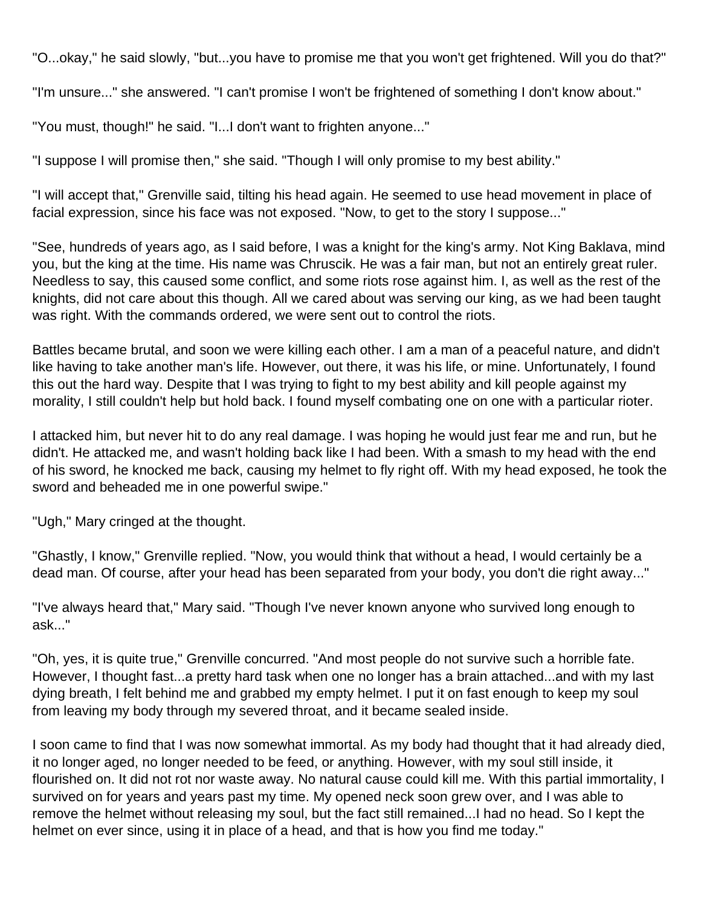"O...okay," he said slowly, "but...you have to promise me that you won't get frightened. Will you do that?"

"I'm unsure..." she answered. "I can't promise I won't be frightened of something I don't know about."

"You must, though!" he said. "I...I don't want to frighten anyone..."

"I suppose I will promise then," she said. "Though I will only promise to my best ability."

"I will accept that," Grenville said, tilting his head again. He seemed to use head movement in place of facial expression, since his face was not exposed. "Now, to get to the story I suppose..."

"See, hundreds of years ago, as I said before, I was a knight for the king's army. Not King Baklava, mind you, but the king at the time. His name was Chruscik. He was a fair man, but not an entirely great ruler. Needless to say, this caused some conflict, and some riots rose against him. I, as well as the rest of the knights, did not care about this though. All we cared about was serving our king, as we had been taught was right. With the commands ordered, we were sent out to control the riots.

Battles became brutal, and soon we were killing each other. I am a man of a peaceful nature, and didn't like having to take another man's life. However, out there, it was his life, or mine. Unfortunately, I found this out the hard way. Despite that I was trying to fight to my best ability and kill people against my morality, I still couldn't help but hold back. I found myself combating one on one with a particular rioter.

I attacked him, but never hit to do any real damage. I was hoping he would just fear me and run, but he didn't. He attacked me, and wasn't holding back like I had been. With a smash to my head with the end of his sword, he knocked me back, causing my helmet to fly right off. With my head exposed, he took the sword and beheaded me in one powerful swipe."

"Ugh," Mary cringed at the thought.

"Ghastly, I know," Grenville replied. "Now, you would think that without a head, I would certainly be a dead man. Of course, after your head has been separated from your body, you don't die right away..."

"I've always heard that," Mary said. "Though I've never known anyone who survived long enough to ask..."

"Oh, yes, it is quite true," Grenville concurred. "And most people do not survive such a horrible fate. However, I thought fast...a pretty hard task when one no longer has a brain attached...and with my last dying breath, I felt behind me and grabbed my empty helmet. I put it on fast enough to keep my soul from leaving my body through my severed throat, and it became sealed inside.

I soon came to find that I was now somewhat immortal. As my body had thought that it had already died, it no longer aged, no longer needed to be feed, or anything. However, with my soul still inside, it flourished on. It did not rot nor waste away. No natural cause could kill me. With this partial immortality, I survived on for years and years past my time. My opened neck soon grew over, and I was able to remove the helmet without releasing my soul, but the fact still remained...I had no head. So I kept the helmet on ever since, using it in place of a head, and that is how you find me today."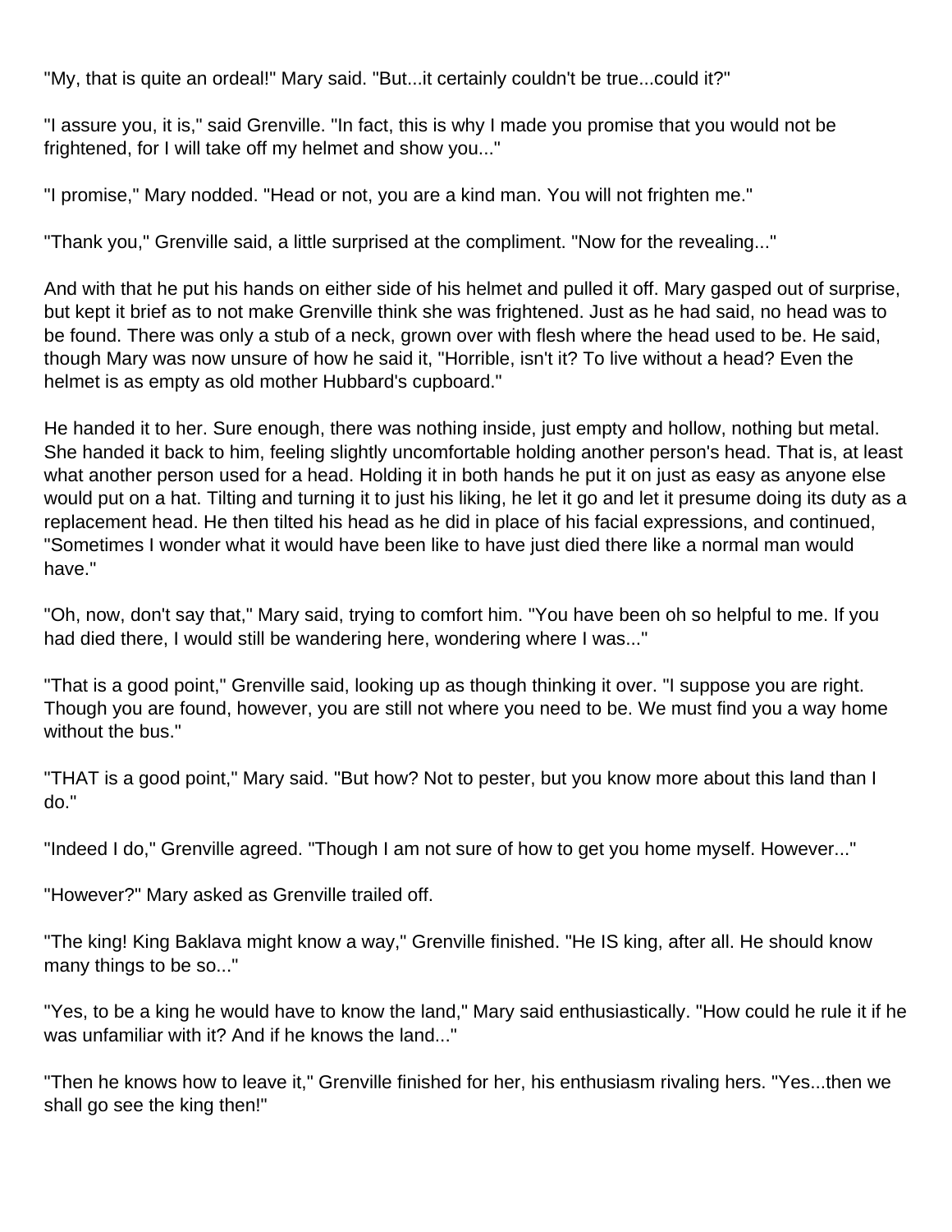"My, that is quite an ordeal!" Mary said. "But...it certainly couldn't be true...could it?"

"I assure you, it is," said Grenville. "In fact, this is why I made you promise that you would not be frightened, for I will take off my helmet and show you..."

"I promise," Mary nodded. "Head or not, you are a kind man. You will not frighten me."

"Thank you," Grenville said, a little surprised at the compliment. "Now for the revealing..."

And with that he put his hands on either side of his helmet and pulled it off. Mary gasped out of surprise, but kept it brief as to not make Grenville think she was frightened. Just as he had said, no head was to be found. There was only a stub of a neck, grown over with flesh where the head used to be. He said, though Mary was now unsure of how he said it, "Horrible, isn't it? To live without a head? Even the helmet is as empty as old mother Hubbard's cupboard."

He handed it to her. Sure enough, there was nothing inside, just empty and hollow, nothing but metal. She handed it back to him, feeling slightly uncomfortable holding another person's head. That is, at least what another person used for a head. Holding it in both hands he put it on just as easy as anyone else would put on a hat. Tilting and turning it to just his liking, he let it go and let it presume doing its duty as a replacement head. He then tilted his head as he did in place of his facial expressions, and continued, "Sometimes I wonder what it would have been like to have just died there like a normal man would have."

"Oh, now, don't say that," Mary said, trying to comfort him. "You have been oh so helpful to me. If you had died there, I would still be wandering here, wondering where I was..."

"That is a good point," Grenville said, looking up as though thinking it over. "I suppose you are right. Though you are found, however, you are still not where you need to be. We must find you a way home without the bus."

"THAT is a good point," Mary said. "But how? Not to pester, but you know more about this land than I do."

"Indeed I do," Grenville agreed. "Though I am not sure of how to get you home myself. However..."

"However?" Mary asked as Grenville trailed off.

"The king! King Baklava might know a way," Grenville finished. "He IS king, after all. He should know many things to be so..."

"Yes, to be a king he would have to know the land," Mary said enthusiastically. "How could he rule it if he was unfamiliar with it? And if he knows the land..."

"Then he knows how to leave it," Grenville finished for her, his enthusiasm rivaling hers. "Yes...then we shall go see the king then!"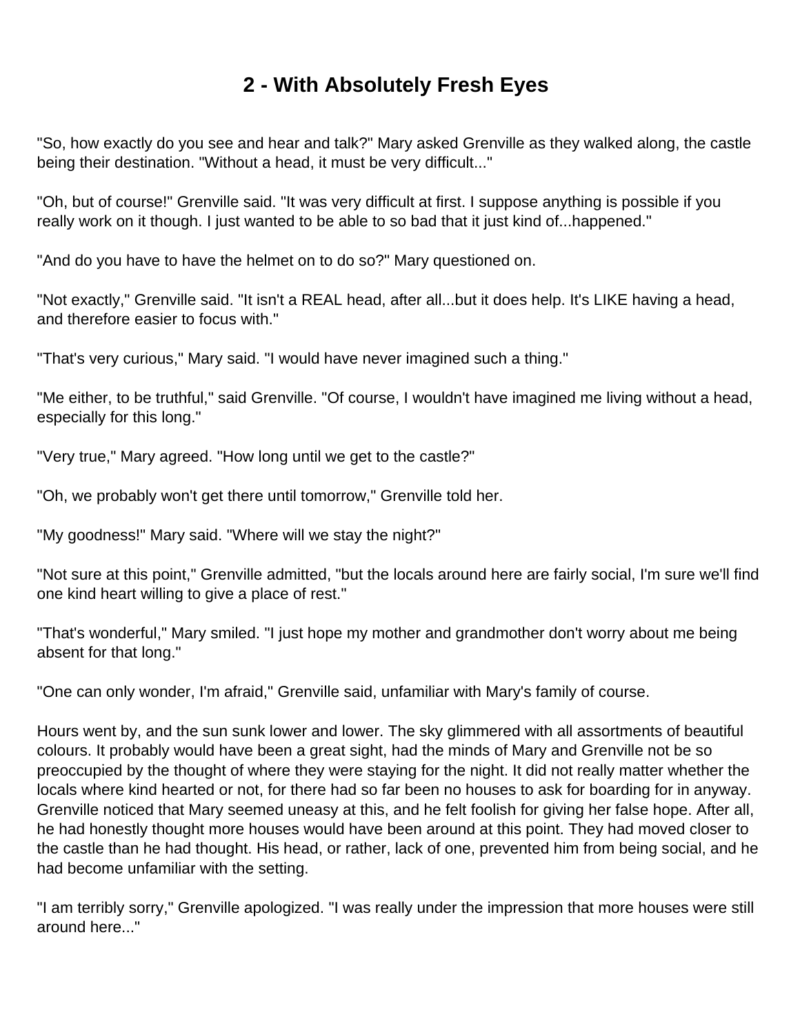## 2 - With Absolutely Fresh Eyes

"So, how exactly do you see and hear and talk?" Mary asked Grenville as they walked along, the castle being their destination. "Without a head, it must be very difficult..."

"Oh, but of course!" Grenville said. "It was very difficult at first. I suppose anything is possible if you really work on it though. I just wanted to be able to so bad that it just kind of...happened."

"And do you have to have the helmet on to do so?" Mary questioned on.

"Not exactly," Grenville said. "It isn't a REAL head, after all...but it does help. It's LIKE having a head, and therefore easier to focus with."

"That's very curious," Mary said. "I would have never imagined such a thing."

"Me either, to be truthful," said Grenville. "Of course, I wouldn't have imagined me living without a head, especially for this long."

"Very true," Mary agreed. "How long until we get to the castle?"

"Oh, we probably won't get there until tomorrow," Grenville told her.

"My goodness!" Mary said. "Where will we stay the night?"

"Not sure at this point," Grenville admitted, "but the locals around here are fairly social, I'm sure we'll find one kind heart willing to give a place of rest."

"That's wonderful," Mary smiled. "I just hope my mother and grandmother don't worry about me being absent for that long."

"One can only wonder, I'm afraid," Grenville said, unfamiliar with Mary's family of course.

Hours went by, and the sun sunk lower and lower. The sky glimmered with all assortments of beautiful colours. It probably would have been a great sight, had the minds of Mary and Grenville not be so preoccupied by the thought of where they were staying for the night. It did not really matter whether the locals where kind hearted or not, for there had so far been no houses to ask for boarding for in anyway. Grenville noticed that Mary seemed uneasy at this, and he felt foolish for giving her false hope. After all, he had honestly thought more houses would have been around at this point. They had moved closer to the castle than he had thought. His head, or rather, lack of one, prevented him from being social, and he had become unfamiliar with the setting.

"I am terribly sorry," Grenville apologized. "I was really under the impression that more houses were still around here..."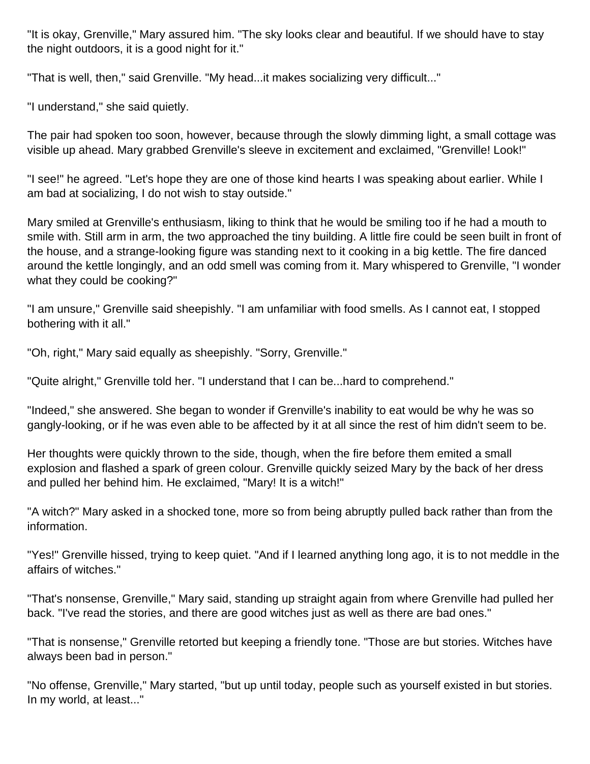"It is okay, Grenville," Mary assured him. "The sky looks clear and beautiful. If we should have to stay the night outdoors, it is a good night for it."

"That is well, then," said Grenville. "My head...it makes socializing very difficult..."

"I understand," she said quietly.

The pair had spoken too soon, however, because through the slowly dimming light, a small cottage was visible up ahead. Mary grabbed Grenville's sleeve in excitement and exclaimed, "Grenville! Look!"

"I see!" he agreed. "Let's hope they are one of those kind hearts I was speaking about earlier. While I am bad at socializing, I do not wish to stay outside."

Mary smiled at Grenville's enthusiasm, liking to think that he would be smiling too if he had a mouth to smile with. Still arm in arm, the two approached the tiny building. A little fire could be seen built in front of the house, and a strange-looking figure was standing next to it cooking in a big kettle. The fire danced around the kettle longingly, and an odd smell was coming from it. Mary whispered to Grenville, "I wonder what they could be cooking?"

"I am unsure," Grenville said sheepishly. "I am unfamiliar with food smells. As I cannot eat, I stopped bothering with it all."

"Oh, right," Mary said equally as sheepishly. "Sorry, Grenville."

"Quite alright," Grenville told her. "I understand that I can be...hard to comprehend."

"Indeed," she answered. She began to wonder if Grenville's inability to eat would be why he was so gangly-looking, or if he was even able to be affected by it at all since the rest of him didn't seem to be.

Her thoughts were quickly thrown to the side, though, when the fire before them emited a small explosion and flashed a spark of green colour. Grenville quickly seized Mary by the back of her dress and pulled her behind him. He exclaimed, "Mary! It is a witch!"

"A witch?" Mary asked in a shocked tone, more so from being abruptly pulled back rather than from the information.

"Yes!" Grenville hissed, trying to keep quiet. "And if I learned anything long ago, it is to not meddle in the affairs of witches."

"That's nonsense, Grenville," Mary said, standing up straight again from where Grenville had pulled her back. "I've read the stories, and there are good witches just as well as there are bad ones."

"That is nonsense," Grenville retorted but keeping a friendly tone. "Those are but stories. Witches have always been bad in person."

"No offense, Grenville," Mary started, "but up until today, people such as yourself existed in but stories. In my world, at least..."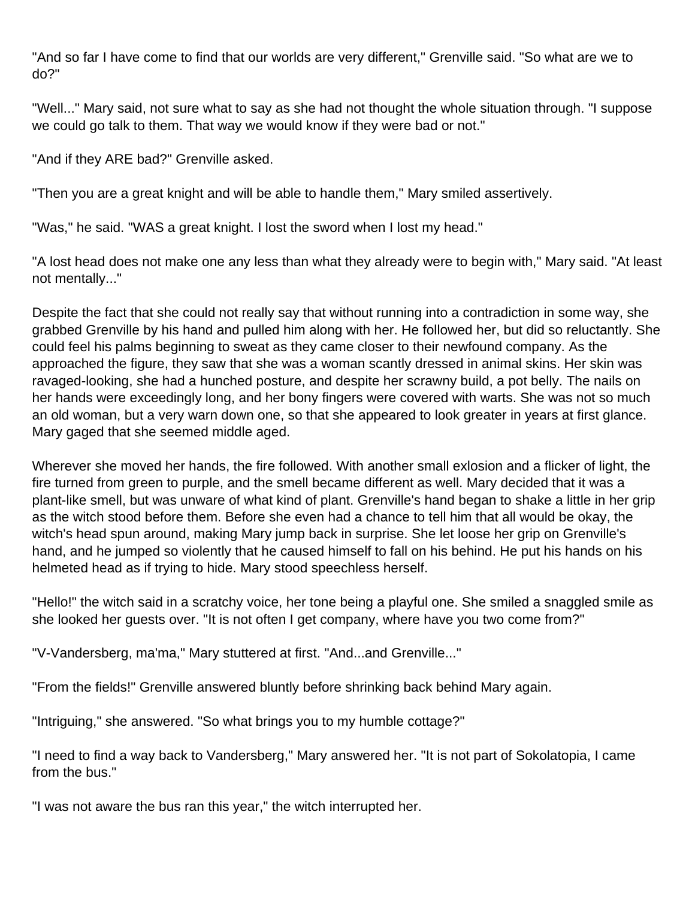"And so far I have come to find that our worlds are very different," Grenville said. "So what are we to do?"

"Well..." Mary said, not sure what to say as she had not thought the whole situation through. "I suppose we could go talk to them. That way we would know if they were bad or not."

"And if they ARE bad?" Grenville asked.

"Then you are a great knight and will be able to handle them," Mary smiled assertively.

"Was," he said. "WAS a great knight. I lost the sword when I lost my head."

"A lost head does not make one any less than what they already were to begin with," Mary said. "At least not mentally..."

Despite the fact that she could not really say that without running into a contradiction in some way, she grabbed Grenville by his hand and pulled him along with her. He followed her, but did so reluctantly. She could feel his palms beginning to sweat as they came closer to their newfound company. As the approached the figure, they saw that she was a woman scantly dressed in animal skins. Her skin was ravaged-looking, she had a hunched posture, and despite her scrawny build, a pot belly. The nails on her hands were exceedingly long, and her bony fingers were covered with warts. She was not so much an old woman, but a very warn down one, so that she appeared to look greater in years at first glance. Mary gaged that she seemed middle aged.

Wherever she moved her hands, the fire followed. With another small exlosion and a flicker of light, the fire turned from green to purple, and the smell became different as well. Mary decided that it was a plant-like smell, but was unware of what kind of plant. Grenville's hand began to shake a little in her grip as the witch stood before them. Before she even had a chance to tell him that all would be okay, the witch's head spun around, making Mary jump back in surprise. She let loose her grip on Grenville's hand, and he jumped so violently that he caused himself to fall on his behind. He put his hands on his helmeted head as if trying to hide. Mary stood speechless herself.

"Hello!" the witch said in a scratchy voice, her tone being a playful one. She smiled a snaggled smile as she looked her guests over. "It is not often I get company, where have you two come from?"

"V-Vandersberg, ma'ma," Mary stuttered at first. "And...and Grenville..."

"From the fields!" Grenville answered bluntly before shrinking back behind Mary again.

"Intriguing," she answered. "So what brings you to my humble cottage?"

"I need to find a way back to Vandersberg," Mary answered her. "It is not part of Sokolatopia, I came from the bus."

"I was not aware the bus ran this year," the witch interrupted her.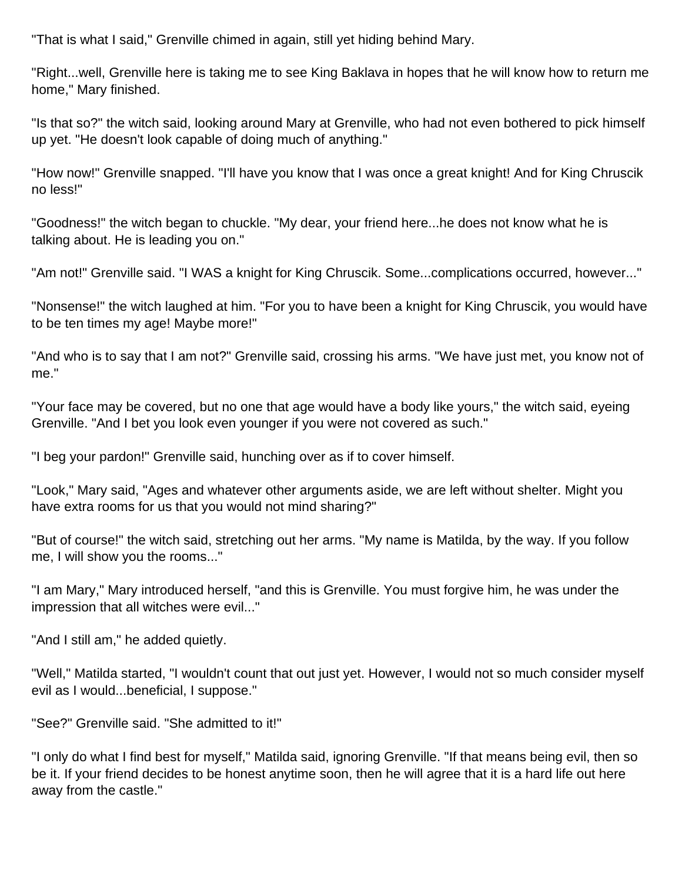"That is what I said," Grenville chimed in again, still yet hiding behind Mary.

"Right...well, Grenville here is taking me to see King Baklava in hopes that he will know how to return me home," Mary finished.

"Is that so?" the witch said, looking around Mary at Grenville, who had not even bothered to pick himself up yet. "He doesn't look capable of doing much of anything."

"How now!" Grenville snapped. "I'll have you know that I was once a great knight! And for King Chruscik no less!"

"Goodness!" the witch began to chuckle. "My dear, your friend here...he does not know what he is talking about. He is leading you on."

"Am not!" Grenville said. "I WAS a knight for King Chruscik. Some...complications occurred, however..."

"Nonsense!" the witch laughed at him. "For you to have been a knight for King Chruscik, you would have to be ten times my age! Maybe more!"

"And who is to say that I am not?" Grenville said, crossing his arms. "We have just met, you know not of me."

"Your face may be covered, but no one that age would have a body like yours," the witch said, eyeing Grenville. "And I bet you look even younger if you were not covered as such."

"I beg your pardon!" Grenville said, hunching over as if to cover himself.

"Look," Mary said, "Ages and whatever other arguments aside, we are left without shelter. Might you have extra rooms for us that you would not mind sharing?"

"But of course!" the witch said, stretching out her arms. "My name is Matilda, by the way. If you follow me, I will show you the rooms..."

"I am Mary," Mary introduced herself, "and this is Grenville. You must forgive him, he was under the impression that all witches were evil..."

"And I still am," he added quietly.

"Well," Matilda started, "I wouldn't count that out just yet. However, I would not so much consider myself evil as I would...beneficial, I suppose."

"See?" Grenville said. "She admitted to it!"

"I only do what I find best for myself," Matilda said, ignoring Grenville. "If that means being evil, then so be it. If your friend decides to be honest anytime soon, then he will agree that it is a hard life out here away from the castle."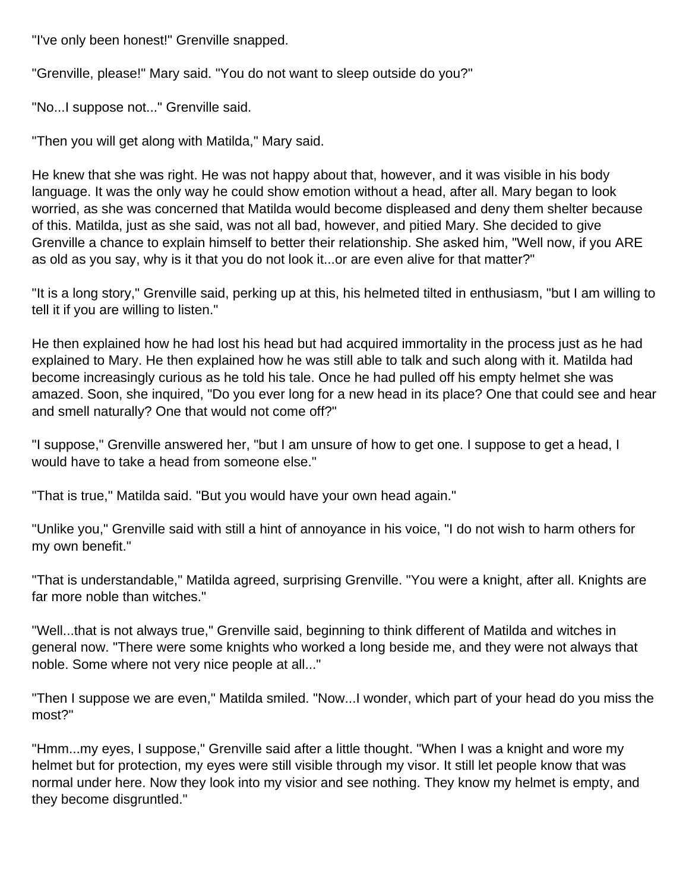"I've only been honest!" Grenville snapped.

"Grenville, please!" Mary said. "You do not want to sleep outside do you?"

"No...I suppose not..." Grenville said.

"Then you will get along with Matilda," Mary said.

He knew that she was right. He was not happy about that, however, and it was visible in his body language. It was the only way he could show emotion without a head, after all. Mary began to look worried, as she was concerned that Matilda would become displeased and deny them shelter because of this. Matilda, just as she said, was not all bad, however, and pitied Mary. She decided to give Grenville a chance to explain himself to better their relationship. She asked him, "Well now, if you ARE as old as you say, why is it that you do not look it...or are even alive for that matter?"

"It is a long story," Grenville said, perking up at this, his helmeted tilted in enthusiasm, "but I am willing to tell it if you are willing to listen."

He then explained how he had lost his head but had acquired immortality in the process just as he had explained to Mary. He then explained how he was still able to talk and such along with it. Matilda had become increasingly curious as he told his tale. Once he had pulled off his empty helmet she was amazed. Soon, she inquired, "Do you ever long for a new head in its place? One that could see and hear and smell naturally? One that would not come off?"

"I suppose," Grenville answered her, "but I am unsure of how to get one. I suppose to get a head, I would have to take a head from someone else."

"That is true," Matilda said. "But you would have your own head again."

"Unlike you," Grenville said with still a hint of annoyance in his voice, "I do not wish to harm others for my own benefit."

"That is understandable," Matilda agreed, surprising Grenville. "You were a knight, after all. Knights are far more noble than witches."

"Well...that is not always true," Grenville said, beginning to think different of Matilda and witches in general now. "There were some knights who worked a long beside me, and they were not always that noble. Some where not very nice people at all..."

"Then I suppose we are even," Matilda smiled. "Now...I wonder, which part of your head do you miss the most?"

"Hmm...my eyes, I suppose," Grenville said after a little thought. "When I was a knight and wore my helmet but for protection, my eyes were still visible through my visor. It still let people know that was normal under here. Now they look into my visior and see nothing. They know my helmet is empty, and they become disgruntled."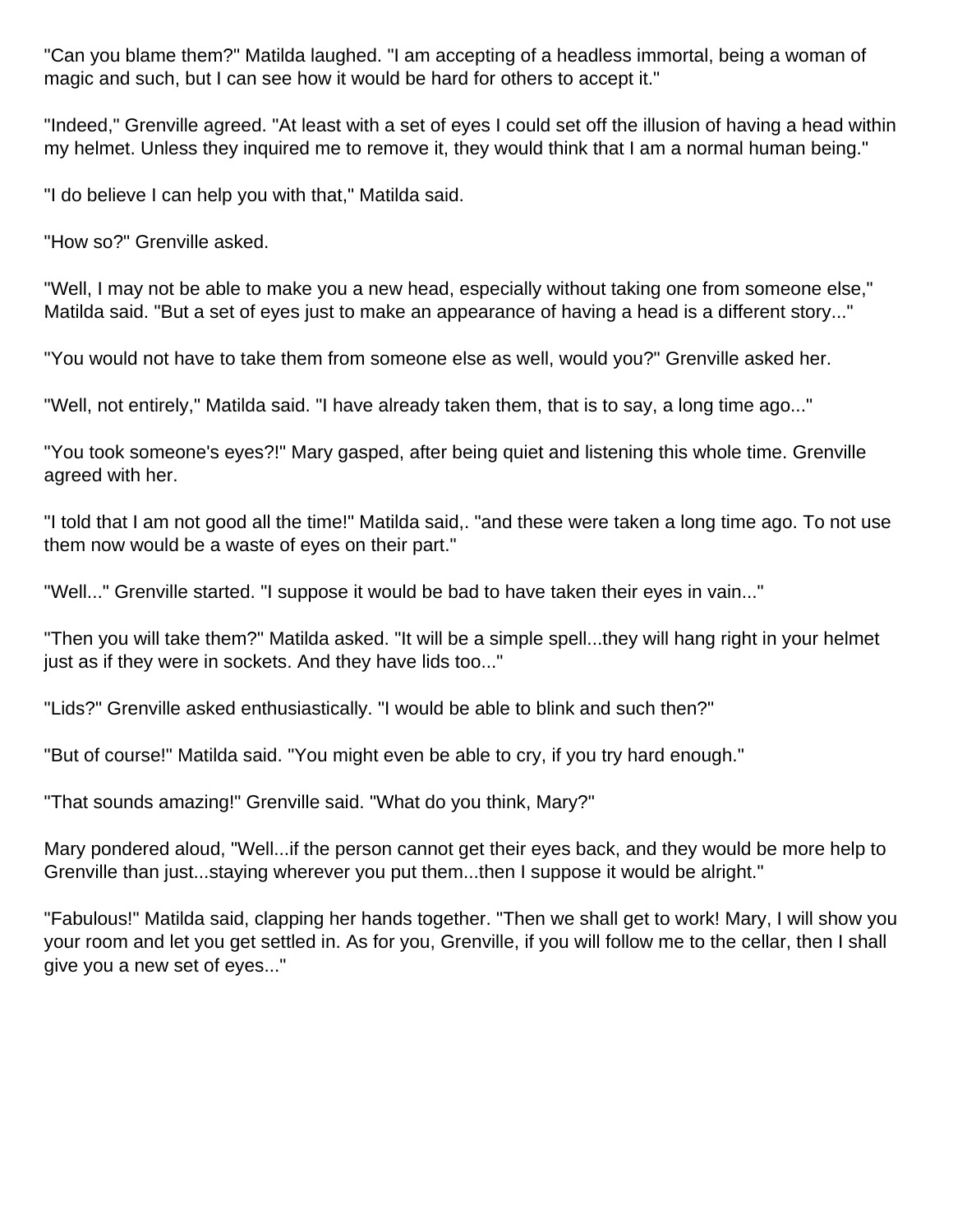"Can you blame them?" Matilda laughed. "I am accepting of a headless immortal, being a woman of magic and such, but I can see how it would be hard for others to accept it."

"Indeed," Grenville agreed. "At least with a set of eyes I could set off the illusion of having a head within my helmet. Unless they inquired me to remove it, they would think that I am a normal human being."

"I do believe I can help you with that," Matilda said.

"How so?" Grenville asked.

"Well, I may not be able to make you a new head, especially without taking one from someone else," Matilda said. "But a set of eyes just to make an appearance of having a head is a different story..."

"You would not have to take them from someone else as well, would you?" Grenville asked her.

"Well, not entirely," Matilda said. "I have already taken them, that is to say, a long time ago..."

"You took someone's eyes?!" Mary gasped, after being quiet and listening this whole time. Grenville agreed with her.

"I told that I am not good all the time!" Matilda said,. "and these were taken a long time ago. To not use them now would be a waste of eyes on their part."

"Well..." Grenville started. "I suppose it would be bad to have taken their eyes in vain..."

"Then you will take them?" Matilda asked. "It will be a simple spell...they will hang right in your helmet just as if they were in sockets. And they have lids too..."

"Lids?" Grenville asked enthusiastically. "I would be able to blink and such then?"

"But of course!" Matilda said. "You might even be able to cry, if you try hard enough."

"That sounds amazing!" Grenville said. "What do you think, Mary?"

Mary pondered aloud, "Well...if the person cannot get their eyes back, and they would be more help to Grenville than just...staying wherever you put them...then I suppose it would be alright."

"Fabulous!" Matilda said, clapping her hands together. "Then we shall get to work! Mary, I will show you your room and let you get settled in. As for you, Grenville, if you will follow me to the cellar, then I shall give you a new set of eyes..."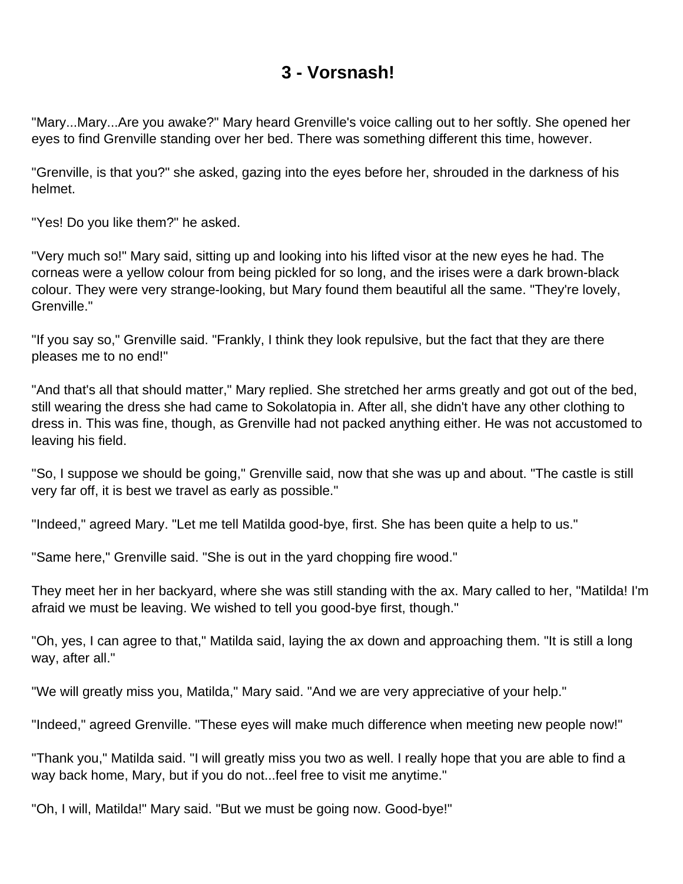# 3 - Vorsnash!

"Mary...Mary...Are you awake?" Mary heard Grenville's voice calling out to her softly. She opened her eyes to find Grenville standing over her bed. There was something different this time, however.

"Grenville, is that you?" she asked, gazing into the eyes before her, shrouded in the darkness of his helmet.

"Yes! Do you like them?" he asked.

"Very much so!" Mary said, sitting up and looking into his lifted visor at the new eyes he had. The corneas were a yellow colour from being pickled for so long, and the irises were a dark brown-black colour. They were very strange-looking, but Mary found them beautiful all the same. "They're lovely, Grenville."

"If you say so," Grenville said. "Frankly, I think they look repulsive, but the fact that they are there pleases me to no end!"

"And that's all that should matter," Mary replied. She stretched her arms greatly and got out of the bed, still wearing the dress she had came to Sokolatopia in. After all, she didn't have any other clothing to dress in. This was fine, though, as Grenville had not packed anything either. He was not accustomed to leaving his field.

"So, I suppose we should be going," Grenville said, now that she was up and about. "The castle is still very far off, it is best we travel as early as possible."

"Indeed," agreed Mary. "Let me tell Matilda good-bye, first. She has been quite a help to us."

"Same here," Grenville said. "She is out in the yard chopping fire wood."

They meet her in her backyard, where she was still standing with the ax. Mary called to her, "Matilda! I'm afraid we must be leaving. We wished to tell you good-bye first, though."

"Oh, yes, I can agree to that," Matilda said, laying the ax down and approaching them. "It is still a long way, after all."

"We will greatly miss you, Matilda," Mary said. "And we are very appreciative of your help."

"Indeed," agreed Grenville. "These eyes will make much difference when meeting new people now!"

"Thank you," Matilda said. "I will greatly miss you two as well. I really hope that you are able to find a way back home, Mary, but if you do not...feel free to visit me anytime."

"Oh, I will, Matilda!" Mary said. "But we must be going now. Good-bye!"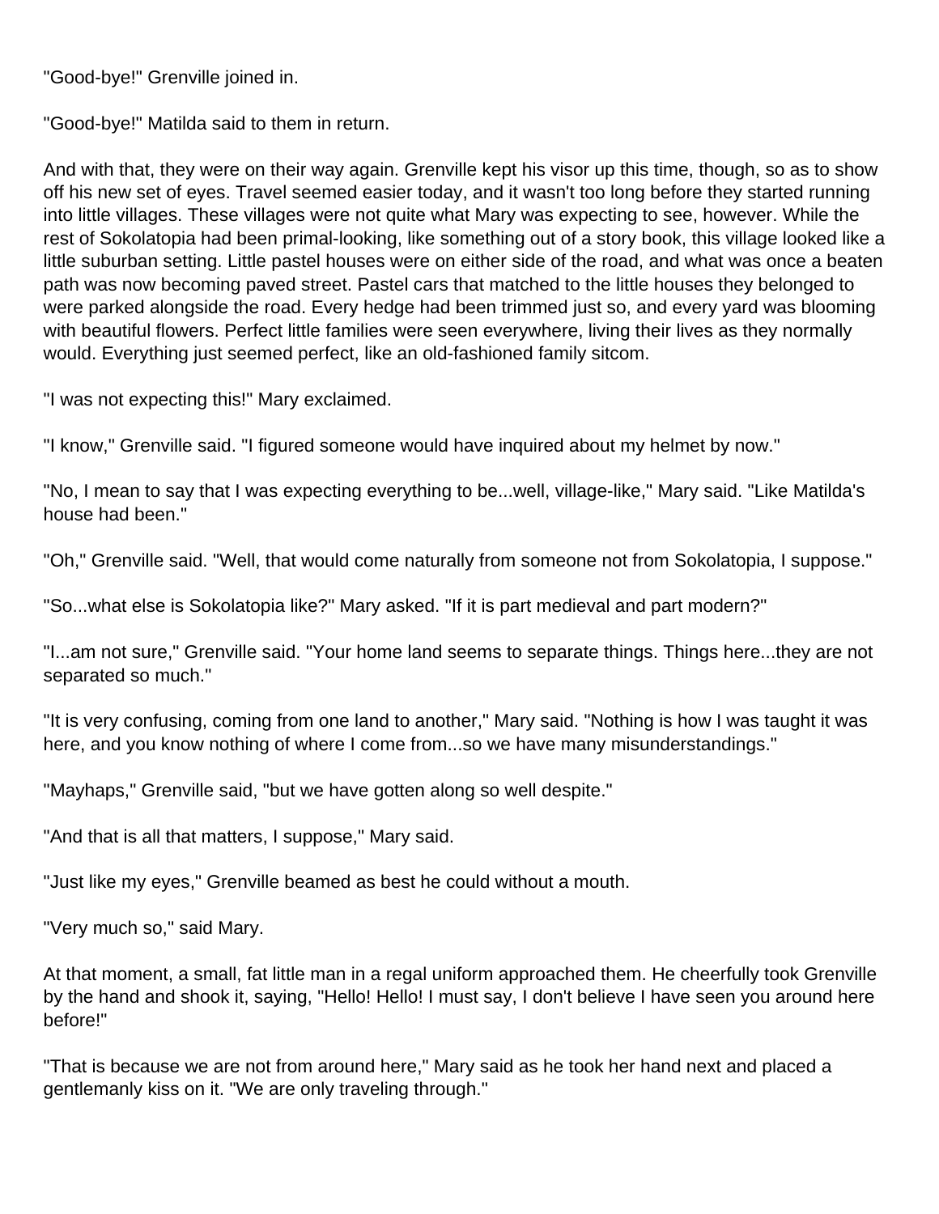"Good-bye!" Grenville joined in.

"Good-bye!" Matilda said to them in return.

And with that, they were on their way again. Grenville kept his visor up this time, though, so as to show off his new set of eyes. Travel seemed easier today, and it wasn't too long before they started running into little villages. These villages were not quite what Mary was expecting to see, however. While the rest of Sokolatopia had been primal-looking, like something out of a story book, this village looked like a little suburban setting. Little pastel houses were on either side of the road, and what was once a beaten path was now becoming paved street. Pastel cars that matched to the little houses they belonged to were parked alongside the road. Every hedge had been trimmed just so, and every yard was blooming with beautiful flowers. Perfect little families were seen everywhere, living their lives as they normally would. Everything just seemed perfect, like an old-fashioned family sitcom.

"I was not expecting this!" Mary exclaimed.

"I know," Grenville said. "I figured someone would have inquired about my helmet by now."

"No, I mean to say that I was expecting everything to be...well, village-like," Mary said. "Like Matilda's house had been."

"Oh," Grenville said. "Well, that would come naturally from someone not from Sokolatopia, I suppose."

"So...what else is Sokolatopia like?" Mary asked. "If it is part medieval and part modern?"

"I...am not sure," Grenville said. "Your home land seems to separate things. Things here...they are not separated so much."

"It is very confusing, coming from one land to another," Mary said. "Nothing is how I was taught it was here, and you know nothing of where I come from...so we have many misunderstandings."

"Mayhaps," Grenville said, "but we have gotten along so well despite."

"And that is all that matters, I suppose," Mary said.

"Just like my eyes," Grenville beamed as best he could without a mouth.

"Very much so," said Mary.

At that moment, a small, fat little man in a regal uniform approached them. He cheerfully took Grenville by the hand and shook it, saying, "Hello! Hello! I must say, I don't believe I have seen you around here before!"

"That is because we are not from around here," Mary said as he took her hand next and placed a gentlemanly kiss on it. "We are only traveling through."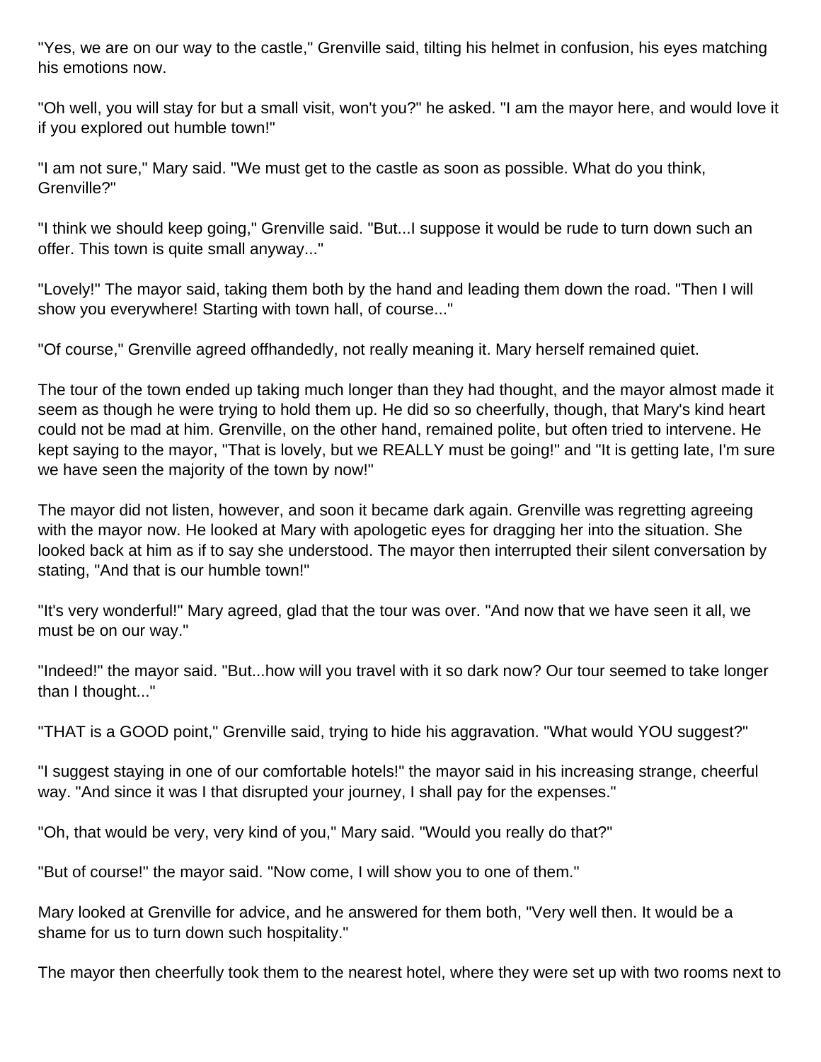"Yes, we are on our way to the castle," Grenville said, tilting his helmet in confusion, his eyes matching his emotions now.

"Oh well, you will stay for but a small visit, won't you?" he asked. "I am the mayor here, and would love it if you explored out humble town!"

"I am not sure," Mary said. "We must get to the castle as soon as possible. What do you think, Grenville?"

"I think we should keep going," Grenville said. "But...I suppose it would be rude to turn down such an offer. This town is quite small anyway..."

"Lovely!" The mayor said, taking them both by the hand and leading them down the road. "Then I will show you everywhere! Starting with town hall, of course..."

"Of course," Grenville agreed offhandedly, not really meaning it. Mary herself remained quiet.

The tour of the town ended up taking much longer than they had thought, and the mayor almost made it seem as though he were trying to hold them up. He did so so cheerfully, though, that Mary's kind heart could not be mad at him. Grenville, on the other hand, remained polite, but often tried to intervene. He kept saying to the mayor, "That is lovely, but we REALLY must be going!" and "It is getting late, I'm sure we have seen the majority of the town by now!"

The mayor did not listen, however, and soon it became dark again. Grenville was regretting agreeing with the mayor now. He looked at Mary with apologetic eyes for dragging her into the situation. She looked back at him as if to say she understood. The mayor then interrupted their silent conversation by stating, "And that is our humble town!"

"It's very wonderful!" Mary agreed, glad that the tour was over. "And now that we have seen it all, we must be on our way."

"Indeed!" the mayor said. "But...how will you travel with it so dark now? Our tour seemed to take longer than I thought..."

"THAT is a GOOD point," Grenville said, trying to hide his aggravation. "What would YOU suggest?"

"I suggest staying in one of our comfortable hotels!" the mayor said in his increasing strange, cheerful way. "And since it was I that disrupted your journey, I shall pay for the expenses."

"Oh, that would be very, very kind of you," Mary said. "Would you really do that?"

"But of course!" the mayor said. "Now come, I will show you to one of them."

Mary looked at Grenville for advice, and he answered for them both, "Very well then. It would be a shame for us to turn down such hospitality."

The mayor then cheerfully took them to the nearest hotel, where they were set up with two rooms next to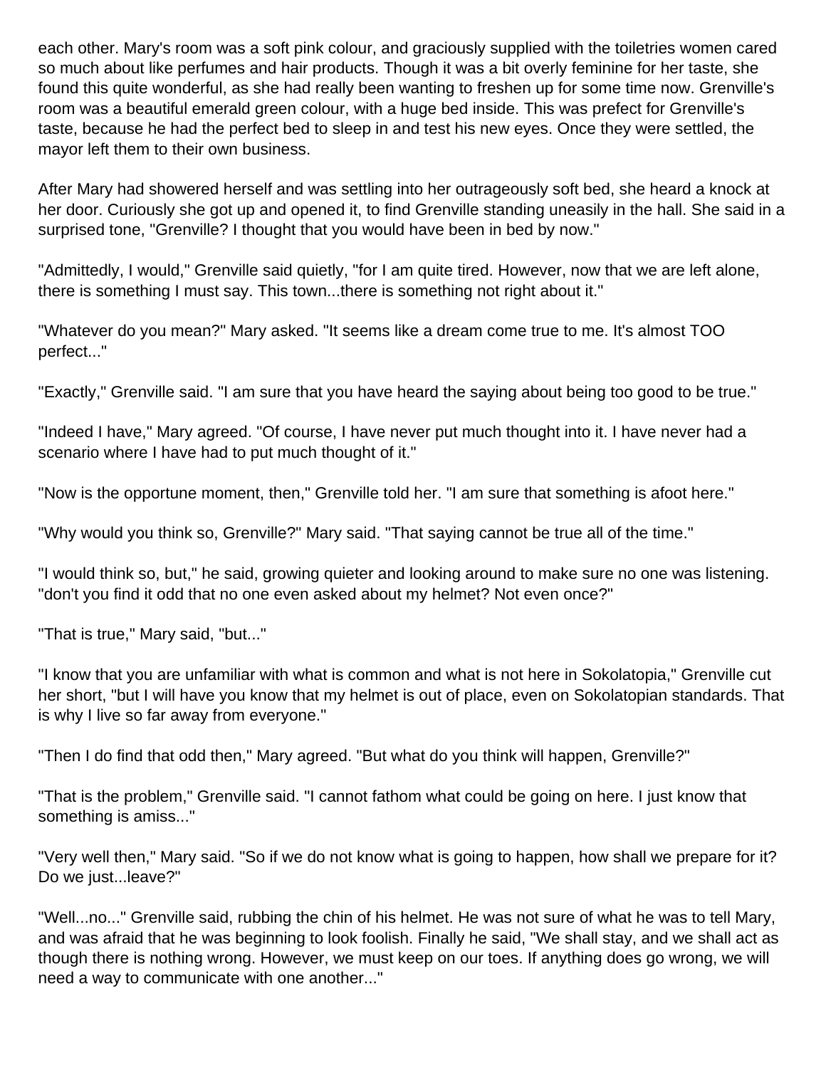each other. Mary's room was a soft pink colour, and graciously supplied with the toiletries women cared so much about like perfumes and hair products. Though it was a bit overly feminine for her taste, she found this quite wonderful, as she had really been wanting to freshen up for some time now. Grenville's room was a beautiful emerald green colour, with a huge bed inside. This was prefect for Grenville's taste, because he had the perfect bed to sleep in and test his new eyes. Once they were settled, the mayor left them to their own business.

After Mary had showered herself and was settling into her outrageously soft bed, she heard a knock at her door. Curiously she got up and opened it, to find Grenville standing uneasily in the hall. She said in a surprised tone, "Grenville? I thought that you would have been in bed by now."

"Admittedly, I would," Grenville said quietly, "for I am quite tired. However, now that we are left alone, there is something I must say. This town...there is something not right about it."

"Whatever do you mean?" Mary asked. "It seems like a dream come true to me. It's almost TOO perfect..."

"Exactly," Grenville said. "I am sure that you have heard the saying about being too good to be true."

"Indeed I have," Mary agreed. "Of course, I have never put much thought into it. I have never had a scenario where I have had to put much thought of it."

"Now is the opportune moment, then," Grenville told her. "I am sure that something is afoot here."

"Why would you think so, Grenville?" Mary said. "That saying cannot be true all of the time."

"I would think so, but," he said, growing quieter and looking around to make sure no one was listening. "don't you find it odd that no one even asked about my helmet? Not even once?"

"That is true," Mary said, "but..."

"I know that you are unfamiliar with what is common and what is not here in Sokolatopia," Grenville cut her short, "but I will have you know that my helmet is out of place, even on Sokolatopian standards. That is why I live so far away from everyone."

"Then I do find that odd then," Mary agreed. "But what do you think will happen, Grenville?"

"That is the problem," Grenville said. "I cannot fathom what could be going on here. I just know that something is amiss..."

"Very well then," Mary said. "So if we do not know what is going to happen, how shall we prepare for it? Do we just...leave?"

"Well...no..." Grenville said, rubbing the chin of his helmet. He was not sure of what he was to tell Mary, and was afraid that he was beginning to look foolish. Finally he said, "We shall stay, and we shall act as though there is nothing wrong. However, we must keep on our toes. If anything does go wrong, we will need a way to communicate with one another..."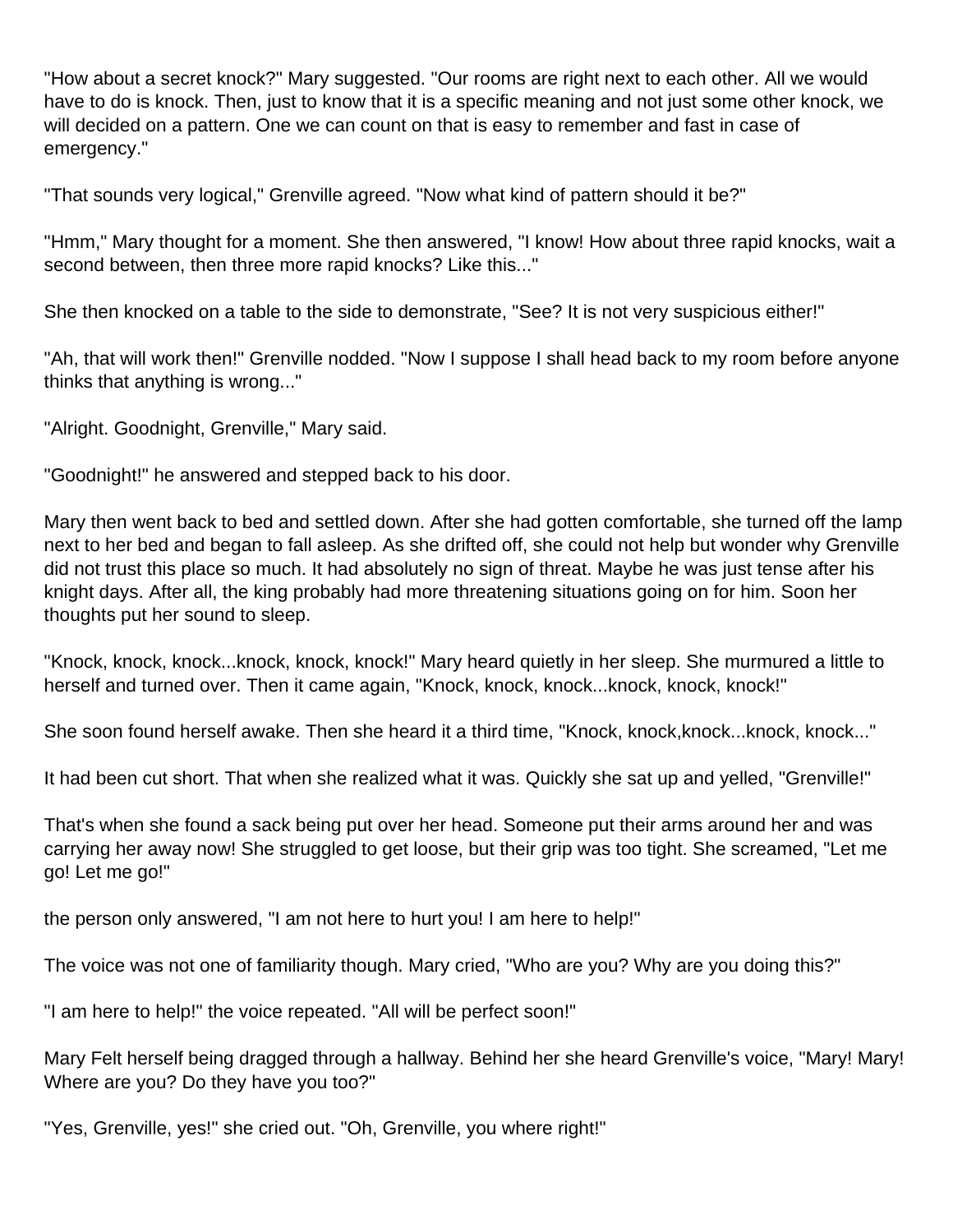"How about a secret knock?" Mary suggested. "Our rooms are right next to each other. All we would have to do is knock. Then, just to know that it is a specific meaning and not just some other knock, we will decided on a pattern. One we can count on that is easy to remember and fast in case of emergency."

"That sounds very logical," Grenville agreed. "Now what kind of pattern should it be?"

"Hmm," Mary thought for a moment. She then answered, "I know! How about three rapid knocks, wait a second between, then three more rapid knocks? Like this..."

She then knocked on a table to the side to demonstrate, "See? It is not very suspicious either!"

"Ah, that will work then!" Grenville nodded. "Now I suppose I shall head back to my room before anyone thinks that anything is wrong..."

"Alright. Goodnight, Grenville," Mary said.

"Goodnight!" he answered and stepped back to his door.

Mary then went back to bed and settled down. After she had gotten comfortable, she turned off the lamp next to her bed and began to fall asleep. As she drifted off, she could not help but wonder why Grenville did not trust this place so much. It had absolutely no sign of threat. Maybe he was just tense after his knight days. After all, the king probably had more threatening situations going on for him. Soon her thoughts put her sound to sleep.

"Knock, knock, knock...knock, knock, knock!" Mary heard quietly in her sleep. She murmured a little to herself and turned over. Then it came again, "Knock, knock, knock...knock, knock, knock!"

She soon found herself awake. Then she heard it a third time, "Knock, knock,knock...knock, knock..."

It had been cut short. That when she realized what it was. Quickly she sat up and yelled, "Grenville!"

That's when she found a sack being put over her head. Someone put their arms around her and was carrying her away now! She struggled to get loose, but their grip was too tight. She screamed, "Let me go! Let me go!"

the person only answered, "I am not here to hurt you! I am here to help!"

The voice was not one of familiarity though. Mary cried, "Who are you? Why are you doing this?"

"I am here to help!" the voice repeated. "All will be perfect soon!"

Mary Felt herself being dragged through a hallway. Behind her she heard Grenville's voice, "Mary! Mary! Where are you? Do they have you too?"

"Yes, Grenville, yes!" she cried out. "Oh, Grenville, you where right!"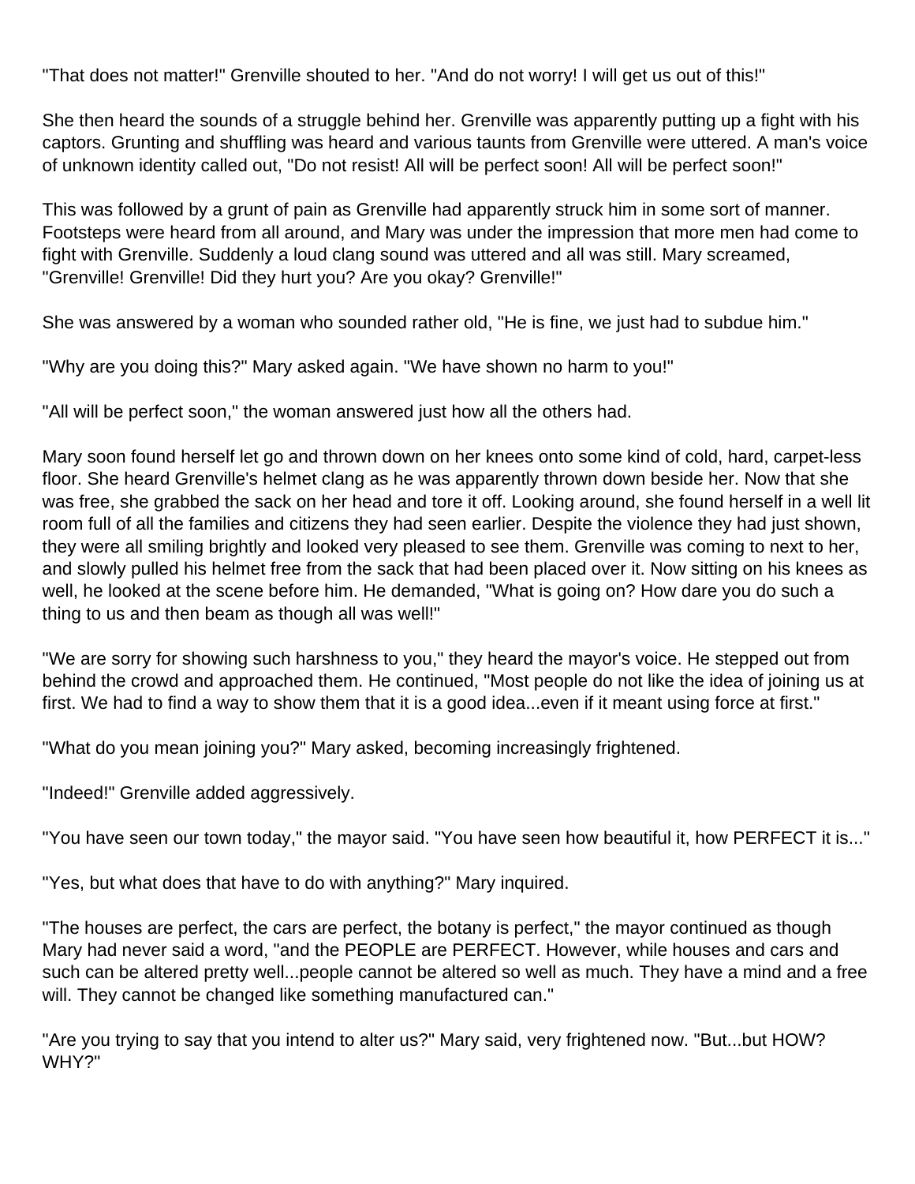"That does not matter!" Grenville shouted to her. "And do not worry! I will get us out of this!"

She then heard the sounds of a struggle behind her. Grenville was apparently putting up a fight with his captors. Grunting and shuffling was heard and various taunts from Grenville were uttered. A man's voice of unknown identity called out, "Do not resist! All will be perfect soon! All will be perfect soon!"

This was followed by a grunt of pain as Grenville had apparently struck him in some sort of manner. Footsteps were heard from all around, and Mary was under the impression that more men had come to fight with Grenville. Suddenly a loud clang sound was uttered and all was still. Mary screamed, "Grenville! Grenville! Did they hurt you? Are you okay? Grenville!"

She was answered by a woman who sounded rather old, "He is fine, we just had to subdue him."

"Why are you doing this?" Mary asked again. "We have shown no harm to you!"

"All will be perfect soon," the woman answered just how all the others had.

Mary soon found herself let go and thrown down on her knees onto some kind of cold, hard, carpet-less floor. She heard Grenville's helmet clang as he was apparently thrown down beside her. Now that she was free, she grabbed the sack on her head and tore it off. Looking around, she found herself in a well lit room full of all the families and citizens they had seen earlier. Despite the violence they had just shown, they were all smiling brightly and looked very pleased to see them. Grenville was coming to next to her, and slowly pulled his helmet free from the sack that had been placed over it. Now sitting on his knees as well, he looked at the scene before him. He demanded, "What is going on? How dare you do such a thing to us and then beam as though all was well!"

"We are sorry for showing such harshness to you," they heard the mayor's voice. He stepped out from behind the crowd and approached them. He continued, "Most people do not like the idea of joining us at first. We had to find a way to show them that it is a good idea...even if it meant using force at first."

"What do you mean joining you?" Mary asked, becoming increasingly frightened.

"Indeed!" Grenville added aggressively.

"You have seen our town today," the mayor said. "You have seen how beautiful it, how PERFECT it is..."

"Yes, but what does that have to do with anything?" Mary inquired.

"The houses are perfect, the cars are perfect, the botany is perfect," the mayor continued as though Mary had never said a word, "and the PEOPLE are PERFECT. However, while houses and cars and such can be altered pretty well...people cannot be altered so well as much. They have a mind and a free will. They cannot be changed like something manufactured can."

"Are you trying to say that you intend to alter us?" Mary said, very frightened now. "But...but HOW? WHY?"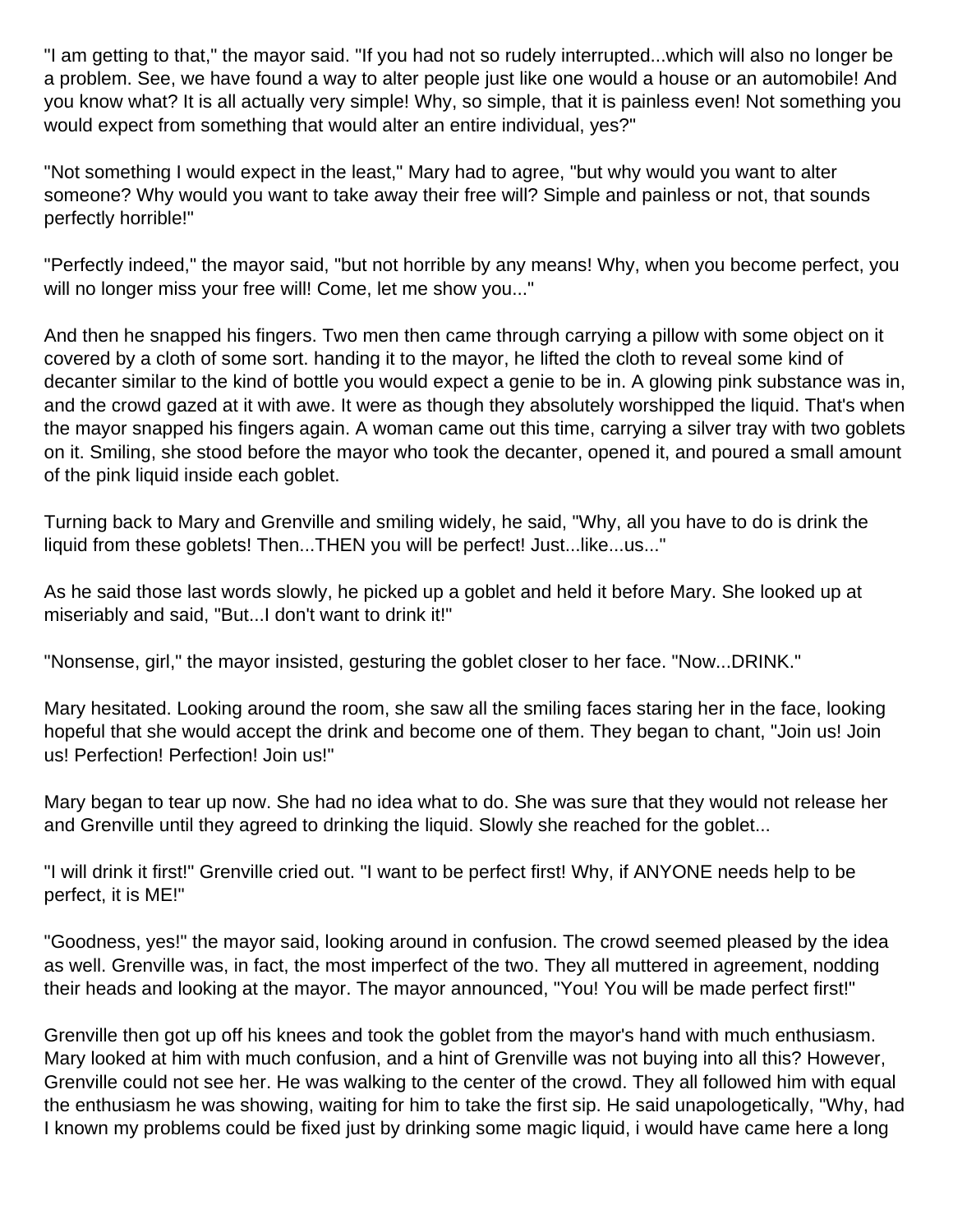"I am getting to that," the mayor said. "If you had not so rudely interrupted...which will also no longer be a problem. See, we have found a way to alter people just like one would a house or an automobile! And you know what? It is all actually very simple! Why, so simple, that it is painless even! Not something you would expect from something that would alter an entire individual, yes?"

"Not something I would expect in the least," Mary had to agree, "but why would you want to alter someone? Why would you want to take away their free will? Simple and painless or not, that sounds perfectly horrible!"

"Perfectly indeed," the mayor said, "but not horrible by any means! Why, when you become perfect, you will no longer miss your free will! Come, let me show you..."

And then he snapped his fingers. Two men then came through carrying a pillow with some object on it covered by a cloth of some sort. handing it to the mayor, he lifted the cloth to reveal some kind of decanter similar to the kind of bottle you would expect a genie to be in. A glowing pink substance was in, and the crowd gazed at it with awe. It were as though they absolutely worshipped the liquid. That's when the mayor snapped his fingers again. A woman came out this time, carrying a silver tray with two goblets on it. Smiling, she stood before the mayor who took the decanter, opened it, and poured a small amount of the pink liquid inside each goblet.

Turning back to Mary and Grenville and smiling widely, he said, "Why, all you have to do is drink the liquid from these goblets! Then...THEN you will be perfect! Just...like...us..."

As he said those last words slowly, he picked up a goblet and held it before Mary. She looked up at miseriably and said, "But...I don't want to drink it!"

"Nonsense, girl," the mayor insisted, gesturing the goblet closer to her face. "Now...DRINK."

Mary hesitated. Looking around the room, she saw all the smiling faces staring her in the face, looking hopeful that she would accept the drink and become one of them. They began to chant, "Join us! Join us! Perfection! Perfection! Join us!"

Mary began to tear up now. She had no idea what to do. She was sure that they would not release her and Grenville until they agreed to drinking the liquid. Slowly she reached for the goblet...

"I will drink it first!" Grenville cried out. "I want to be perfect first! Why, if ANYONE needs help to be perfect, it is ME!"

"Goodness, yes!" the mayor said, looking around in confusion. The crowd seemed pleased by the idea as well. Grenville was, in fact, the most imperfect of the two. They all muttered in agreement, nodding their heads and looking at the mayor. The mayor announced, "You! You will be made perfect first!"

Grenville then got up off his knees and took the goblet from the mayor's hand with much enthusiasm. Mary looked at him with much confusion, and a hint of Grenville was not buying into all this? However, Grenville could not see her. He was walking to the center of the crowd. They all followed him with equal the enthusiasm he was showing, waiting for him to take the first sip. He said unapologetically, "Why, had I known my problems could be fixed just by drinking some magic liquid, i would have came here a long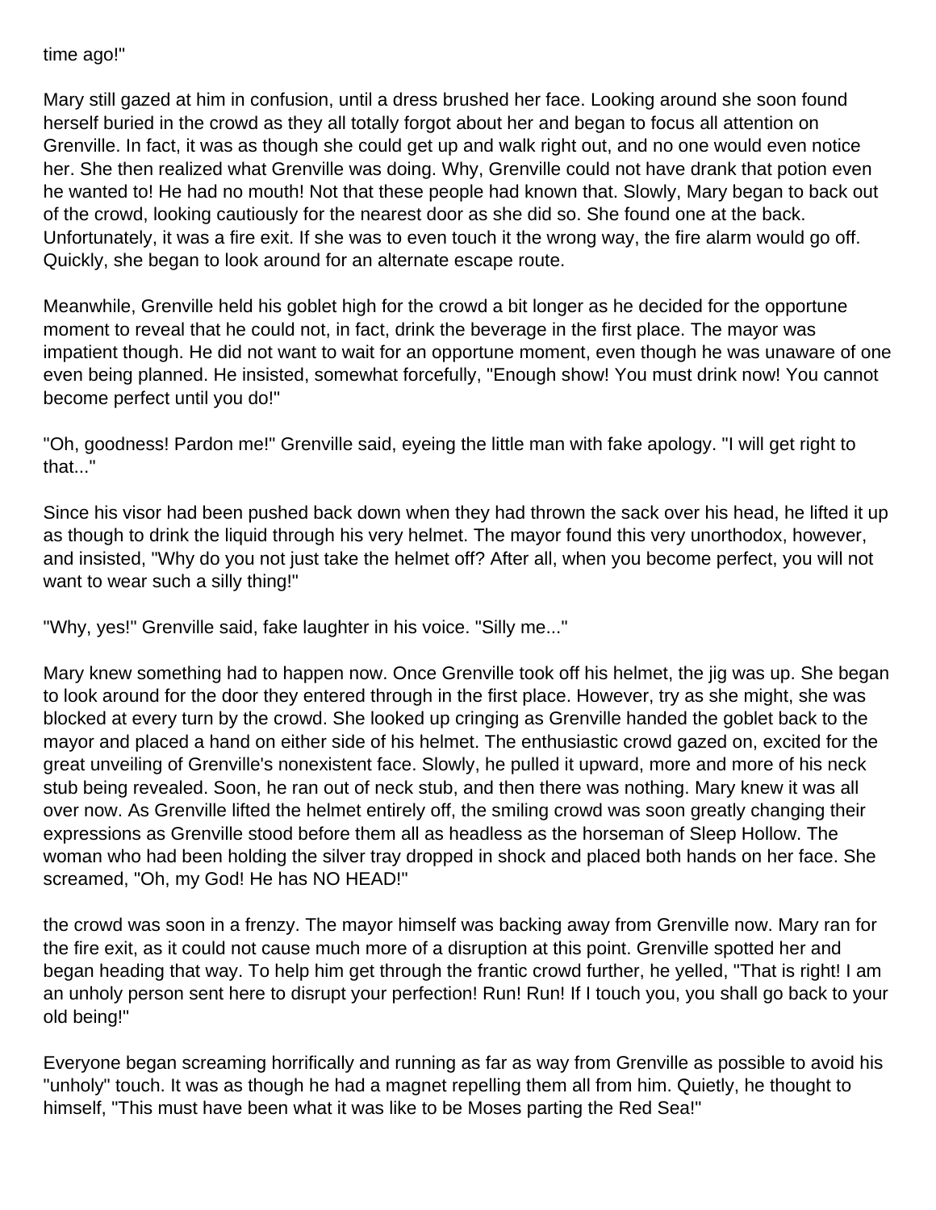time ago!"

Mary still gazed at him in confusion, until a dress brushed her face. Looking around she soon found herself buried in the crowd as they all totally forgot about her and began to focus all attention on Grenville. In fact, it was as though she could get up and walk right out, and no one would even notice her. She then realized what Grenville was doing. Why, Grenville could not have drank that potion even he wanted to! He had no mouth! Not that these people had known that. Slowly, Mary began to back out of the crowd, looking cautiously for the nearest door as she did so. She found one at the back. Unfortunately, it was a fire exit. If she was to even touch it the wrong way, the fire alarm would go off. Quickly, she began to look around for an alternate escape route.

Meanwhile, Grenville held his goblet high for the crowd a bit longer as he decided for the opportune moment to reveal that he could not, in fact, drink the beverage in the first place. The mayor was impatient though. He did not want to wait for an opportune moment, even though he was unaware of one even being planned. He insisted, somewhat forcefully, "Enough show! You must drink now! You cannot become perfect until you do!"

"Oh, goodness! Pardon me!" Grenville said, eyeing the little man with fake apology. "I will get right to that..."

Since his visor had been pushed back down when they had thrown the sack over his head, he lifted it up as though to drink the liquid through his very helmet. The mayor found this very unorthodox, however, and insisted, "Why do you not just take the helmet off? After all, when you become perfect, you will not want to wear such a silly thing!"

"Why, yes!" Grenville said, fake laughter in his voice. "Silly me..."

Mary knew something had to happen now. Once Grenville took off his helmet, the jig was up. She began to look around for the door they entered through in the first place. However, try as she might, she was blocked at every turn by the crowd. She looked up cringing as Grenville handed the goblet back to the mayor and placed a hand on either side of his helmet. The enthusiastic crowd gazed on, excited for the great unveiling of Grenville's nonexistent face. Slowly, he pulled it upward, more and more of his neck stub being revealed. Soon, he ran out of neck stub, and then there was nothing. Mary knew it was all over now. As Grenville lifted the helmet entirely off, the smiling crowd was soon greatly changing their expressions as Grenville stood before them all as headless as the horseman of Sleep Hollow. The woman who had been holding the silver tray dropped in shock and placed both hands on her face. She screamed, "Oh, my God! He has NO HEAD!"

the crowd was soon in a frenzy. The mayor himself was backing away from Grenville now. Mary ran for the fire exit, as it could not cause much more of a disruption at this point. Grenville spotted her and began heading that way. To help him get through the frantic crowd further, he yelled, "That is right! I am an unholy person sent here to disrupt your perfection! Run! Run! If I touch you, you shall go back to your old being!"

Everyone began screaming horrifically and running as far as way from Grenville as possible to avoid his "unholy" touch. It was as though he had a magnet repelling them all from him. Quietly, he thought to himself, "This must have been what it was like to be Moses parting the Red Sea!"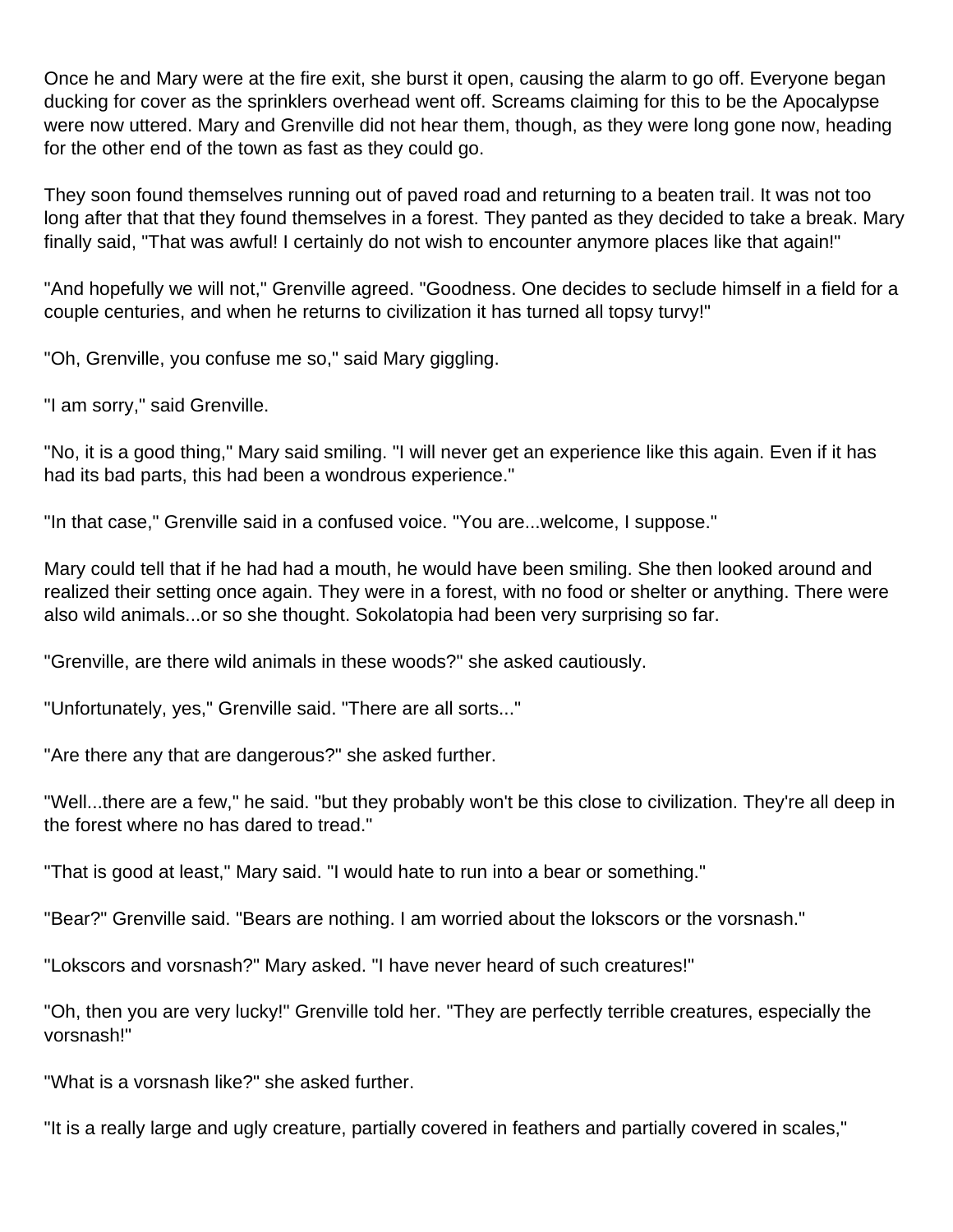Once he and Mary were at the fire exit, she burst it open, causing the alarm to go off. Everyone began ducking for cover as the sprinklers overhead went off. Screams claiming for this to be the Apocalypse were now uttered. Mary and Grenville did not hear them, though, as they were long gone now, heading for the other end of the town as fast as they could go.

They soon found themselves running out of paved road and returning to a beaten trail. It was not too long after that that they found themselves in a forest. They panted as they decided to take a break. Mary finally said, "That was awful! I certainly do not wish to encounter anymore places like that again!"

"And hopefully we will not," Grenville agreed. "Goodness. One decides to seclude himself in a field for a couple centuries, and when he returns to civilization it has turned all topsy turvy!"

"Oh, Grenville, you confuse me so," said Mary giggling.

"I am sorry," said Grenville.

"No, it is a good thing," Mary said smiling. "I will never get an experience like this again. Even if it has had its bad parts, this had been a wondrous experience."

"In that case," Grenville said in a confused voice. "You are...welcome, I suppose."

Mary could tell that if he had had a mouth, he would have been smiling. She then looked around and realized their setting once again. They were in a forest, with no food or shelter or anything. There were also wild animals...or so she thought. Sokolatopia had been very surprising so far.

"Grenville, are there wild animals in these woods?" she asked cautiously.

"Unfortunately, yes," Grenville said. "There are all sorts..."

"Are there any that are dangerous?" she asked further.

"Well...there are a few," he said. "but they probably won't be this close to civilization. They're all deep in the forest where no has dared to tread."

"That is good at least," Mary said. "I would hate to run into a bear or something."

"Bear?" Grenville said. "Bears are nothing. I am worried about the lokscors or the vorsnash."

"Lokscors and vorsnash?" Mary asked. "I have never heard of such creatures!"

"Oh, then you are very lucky!" Grenville told her. "They are perfectly terrible creatures, especially the vorsnash!"

"What is a vorsnash like?" she asked further.

"It is a really large and ugly creature, partially covered in feathers and partially covered in scales,"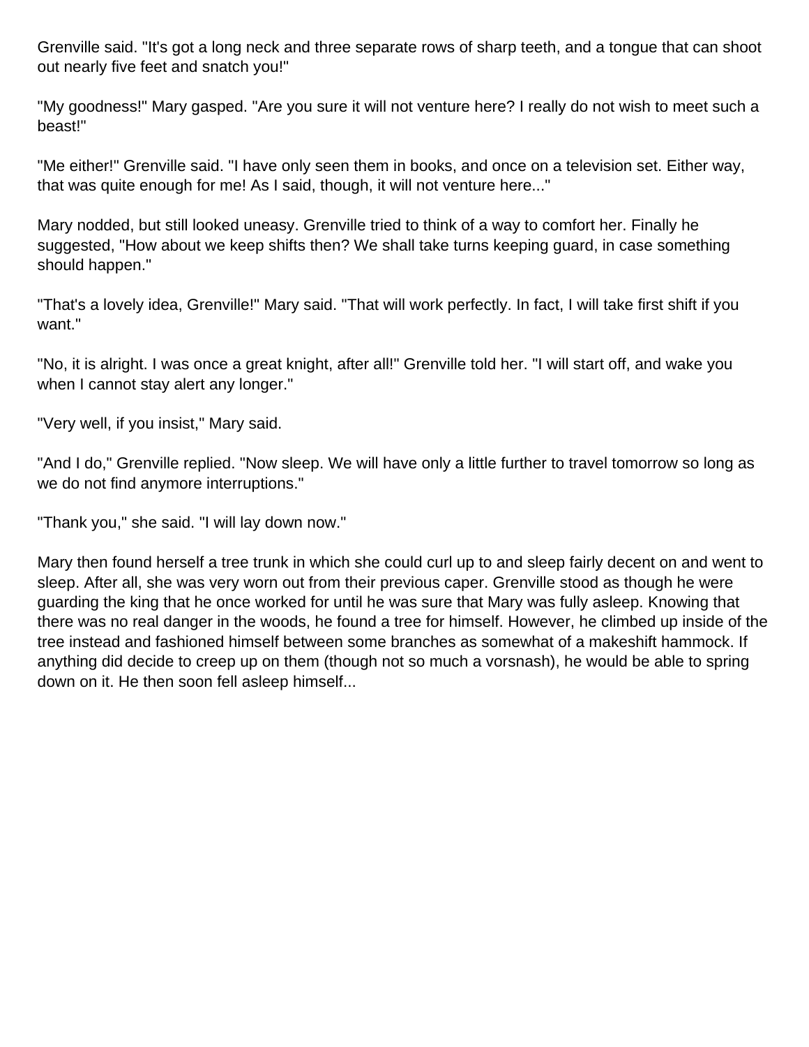Grenville said. "It's got a long neck and three separate rows of sharp teeth, and a tongue that can shoot out nearly five feet and snatch you!"

"My goodness!" Mary gasped. "Are you sure it will not venture here? I really do not wish to meet such a beast!"

"Me either!" Grenville said. "I have only seen them in books, and once on a television set. Either way, that was quite enough for me! As I said, though, it will not venture here..."

Mary nodded, but still looked uneasy. Grenville tried to think of a way to comfort her. Finally he suggested, "How about we keep shifts then? We shall take turns keeping guard, in case something should happen."

"That's a lovely idea, Grenville!" Mary said. "That will work perfectly. In fact, I will take first shift if you want."

"No, it is alright. I was once a great knight, after all!" Grenville told her. "I will start off, and wake you when I cannot stay alert any longer."

"Very well, if you insist," Mary said.

"And I do," Grenville replied. "Now sleep. We will have only a little further to travel tomorrow so long as we do not find anymore interruptions."

"Thank you," she said. "I will lay down now."

Mary then found herself a tree trunk in which she could curl up to and sleep fairly decent on and went to sleep. After all, she was very worn out from their previous caper. Grenville stood as though he were guarding the king that he once worked for until he was sure that Mary was fully asleep. Knowing that there was no real danger in the woods, he found a tree for himself. However, he climbed up inside of the tree instead and fashioned himself between some branches as somewhat of a makeshift hammock. If anything did decide to creep up on them (though not so much a vorsnash), he would be able to spring down on it. He then soon fell asleep himself...